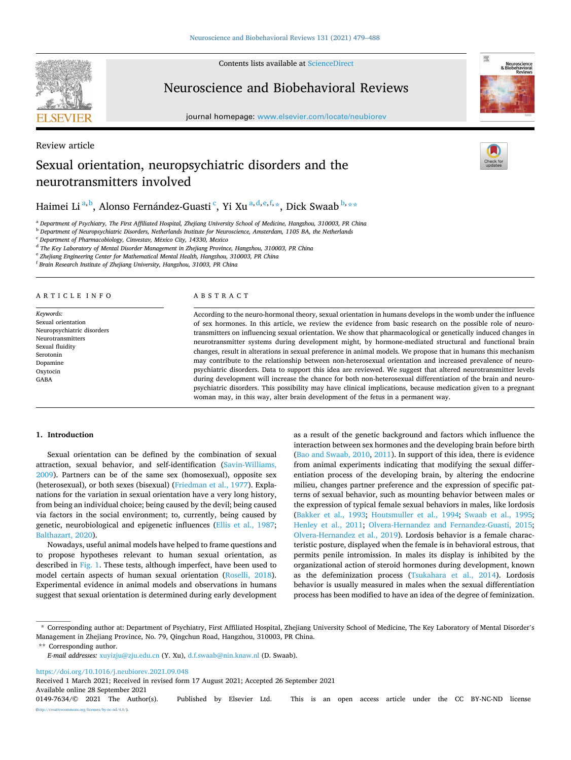Review article

# Sexual orientation, neuropsychiatric disorders and the neurotransmitters involved

Haimei Li[a,b], Alonso Fernández-Guasti[c], Yi Xu[a,d,e,f,*], Dick Swaab[b,**]

[a] Department of Psychiatry, The First Affiliated Hospital, Zhejiang University School of Medicine, Hangzhou, 310003, PR China
[b] Department of Neuropsychiatric Disorders, Netherlands Institute for Neuroscience, Amsterdam, 1105 BA, the Netherlands
[c] Department of Pharmacobiology, Cinvestav, México City, 14330, Mexico
[d] The Key Laboratory of Mental Disorder Management in Zhejiang Province, Hangzhou, 310003, PR China
[e] Zhejiang Engineering Center for Mathematical Mental Health, Hangzhou, 310003, PR China
[f] Brain Research Institute of Zhejiang University, Hangzhou, 31003, PR China

## ARTICLE INFO

*Keywords:*
Sexual orientation
Neuropsychiatric disorders
Neurotransmitters
Sexual fluidity
Serotonin
Dopamine
Oxytocin
GABA

## ABSTRACT

According to the neuro-hormonal theory, sexual orientation in humans develops in the womb under the influence of sex hormones. In this article, we review the evidence from basic research on the possible role of neurotransmitters on influencing sexual orientation. We show that pharmacological or genetically induced changes in neurotransmitter systems during development might, by hormone-mediated structural and functional brain changes, result in alterations in sexual preference in animal models. We propose that in humans this mechanism may contribute to the relationship between non-heterosexual orientation and increased prevalence of neuropsychiatric disorders. Data to support this idea are reviewed. We suggest that altered neurotransmitter levels during development will increase the chance for both non-heterosexual differentiation of the brain and neuropsychiatric disorders. This possibility may have clinical implications, because medication given to a pregnant woman may, in this way, alter brain development of the fetus in a permanent way.

## 1. Introduction

Sexual orientation can be defined by the combination of sexual attraction, sexual behavior, and self-identification (Savin-Williams, 2009). Partners can be of the same sex (homosexual), opposite sex (heterosexual), or both sexes (bisexual) (Friedman et al., 1977). Explanations for the variation in sexual orientation have a very long history, from being an individual choice; being caused by the devil; being caused via factors in the social environment; to, currently, being caused by genetic, neurobiological and epigenetic influences (Ellis et al., 1987; Balthazart, 2020).

Nowadays, useful animal models have helped to frame questions and to propose hypotheses relevant to human sexual orientation, as described in Fig. 1. These tests, although imperfect, have been used to model certain aspects of human sexual orientation (Roselli, 2018). Experimental evidence in animal models and observations in humans suggest that sexual orientation is determined during early development as a result of the genetic background and factors which influence the interaction between sex hormones and the developing brain before birth (Bao and Swaab, 2010, 2011). In support of this idea, there is evidence from animal experiments indicating that modifying the sexual differentiation process of the developing brain, by altering the endocrine milieu, changes partner preference and the expression of specific patterns of sexual behavior, such as mounting behavior between males or the expression of typical female sexual behaviors in males, like lordosis (Bakker et al., 1993; Houtsmuller et al., 1994; Swaab et al., 1995; Henley et al., 2011; Olvera-Hernandez and Fernandez-Guasti, 2015; Olvera-Hernandez et al., 2019). Lordosis behavior is a female characteristic posture, displayed when the female is in behavioral estrous, that permits penile intromission. In males its display is inhibited by the organizational action of steroid hormones during development, known as the defeminization process (Tsukahara et al., 2014). Lordosis behavior is usually measured in males when the sexual differentiation process has been modified to have an idea of the degree of feminization.

* Corresponding author at: Department of Psychiatry, First Affiliated Hospital, Zhejiang University School of Medicine, The Key Laboratory of Mental Disorder's Management in Zhejiang Province, No. 79, Qingchun Road, Hangzhou, 310003, PR China.
** Corresponding author.
*E-mail addresses:* xuyizju@zju.edu.cn (Y. Xu), d.f.swaab@nin.knaw.nl (D. Swaab).

https://doi.org/10.1016/j.neubiorev.2021.09.048
Received 1 March 2021; Received in revised form 17 August 2021; Accepted 26 September 2021
Available online 28 September 2021
0149-7634/© 2021 The Author(s). Published by Elsevier Ltd. This is an open access article under the CC BY-NC-ND license (http://creativecommons.org/licenses/by-nc-nd/4.0/).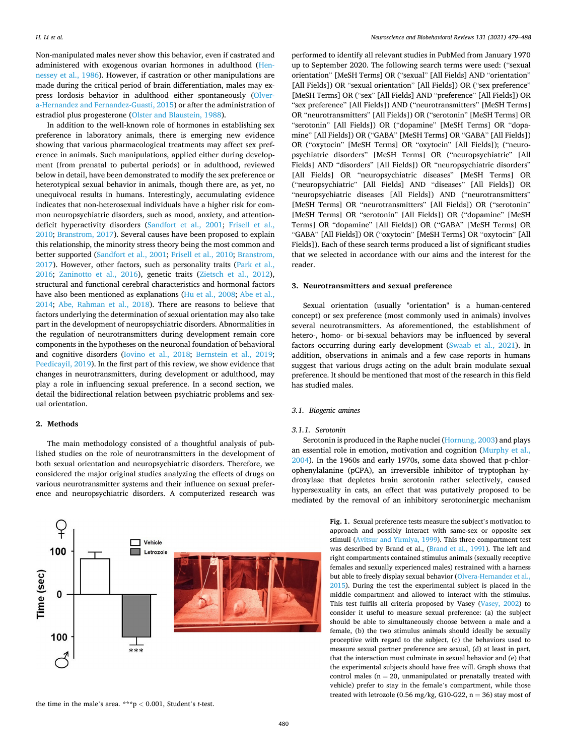Non-manipulated males never show this behavior, even if castrated and administered with exogenous ovarian hormones in adulthood (Hennessey et al., 1986). However, if castration or other manipulations are made during the critical period of brain differentiation, males may express lordosis behavior in adulthood either spontaneously (Olvera-Hernandez and Fernandez-Guasti, 2015) or after the administration of estradiol plus progesterone (Olster and Blaustein, 1988).

In addition to the well-known role of hormones in establishing sex preference in laboratory animals, there is emerging new evidence showing that various pharmacological treatments may affect sex preference in animals. Such manipulations, applied either during development (from prenatal to pubertal periods) or in adulthood, reviewed below in detail, have been demonstrated to modify the sex preference or heterotypical sexual behavior in animals, though there are, as yet, no unequivocal results in humans. Interestingly, accumulating evidence indicates that non-heterosexual individuals have a higher risk for common neuropsychiatric disorders, such as mood, anxiety, and attention-deficit hyperactivity disorders (Sandfort et al., 2001; Frisell et al., 2010; Branstrom, 2017). Several causes have been proposed to explain this relationship, the minority stress theory being the most common and better supported (Sandfort et al., 2001; Frisell et al., 2010; Branstrom, 2017). However, other factors, such as personality traits (Park et al., 2016; Zaninotto et al., 2016), genetic traits (Zietsch et al., 2012), structural and functional cerebral characteristics and hormonal factors have also been mentioned as explanations (Hu et al., 2008; Abe et al., 2014; Abe, Rahman et al., 2018). There are reasons to believe that factors underlying the determination of sexual orientation may also take part in the development of neuropsychiatric disorders. Abnormalities in the regulation of neurotransmitters during development remain core components in the hypotheses on the neuronal foundation of behavioral and cognitive disorders (Iovino et al., 2018; Bernstein et al., 2019; Peedicayil, 2019). In the first part of this review, we show evidence that changes in neurotransmitters, during development or adulthood, may play a role in influencing sexual preference. In a second section, we detail the bidirectional relation between psychiatric problems and sexual orientation.

## 2. Methods

The main methodology consisted of a thoughtful analysis of published studies on the role of neurotransmitters in the development of both sexual orientation and neuropsychiatric disorders. Therefore, we considered the major original studies analyzing the effects of drugs on various neurotransmitter systems and their influence on sexual preference and neuropsychiatric disorders. A computerized research was performed to identify all relevant studies in PubMed from January 1970 up to September 2020. The following search terms were used: ("sexual orientation" [MeSH Terms] OR ("sexual" [All Fields] AND "orientation" [All Fields]) OR "sexual orientation" [All Fields]) OR ("sex preference" [MeSH Terms] OR ("sex" [All Fields] AND "preference" [All Fields]) OR "sex preference" [All Fields]) AND ("neurotransmitters" [MeSH Terms] OR "neurotransmitters" [All Fields]) OR ("serotonin" [MeSH Terms] OR "serotonin" [All Fields]) OR ("dopamine" [MeSH Terms] OR "dopamine" [All Fields]) OR ("GABA" [MeSH Terms] OR "GABA" [All Fields]) OR ("oxytocin" [MeSH Terms] OR "oxytocin" [All Fields]); ("neuropsychiatric disorders" [MeSH Terms] OR ("neuropsychiatric" [All Fields] AND "disorders" [All Fields]) OR "neuropsychiatric disorders" [All Fields] "neuropsychiatric diseases" [MeSH Terms] OR ("neuropsychiatric" [All Fields] AND "diseases" [All Fields]) OR "neuropsychiatric diseases [All Fields]) AND ("neurotransmitters" [MeSH Terms] OR "neurotransmitters" [All Fields]) OR ("serotonin" [MeSH Terms] OR "serotonin" [All Fields]) OR ("dopamine" [MeSH Terms] OR "dopamine" [All Fields]) OR ("GABA" [MeSH Terms] OR "GABA" [All Fields]) OR ("oxytocin" [MeSH Terms] OR "oxytocin" [All Fields]). Each of these search terms produced a list of significant studies that we selected in accordance with our aims and the interest for the reader.

## 3. Neurotransmitters and sexual preference

Sexual orientation (usually "orientation" is a human-centered concept) or sex preference (most commonly used in animals) involves several neurotransmitters. As aforementioned, the establishment of hetero-, homo- or bi-sexual behaviors may be influenced by several factors occurring during early development (Swaab et al., 2021). In addition, observations in animals and a few case reports in humans suggest that various drugs acting on the adult brain modulate sexual preference. It should be mentioned that most of the research in this field has studied males.

### 3.1. Biogenic amines

#### 3.1.1. Serotonin

Serotonin is produced in the Raphe nuclei (Hornung, 2003) and plays an essential role in emotion, motivation and cognition (Murphy et al., 2004). In the 1960s and early 1970s, some data showed that p-chlorophenylalanine (pCPA), an irreversible inhibitor of tryptophan hydroxylase that depletes brain serotonin rather selectively, caused hypersexuality in cats, an effect that was putatively proposed to be mediated by the removal of an inhibitory serotoninergic mechanism

**Fig. 1.** Sexual preference tests measure the subject's motivation to approach and possibly interact with same-sex or opposite sex stimuli (Avitsur and Yirmiya, 1999). This three compartment test was described by Brand et al., (Brand et al., 1991). The left and right compartments contained stimulus animals (sexually receptive females and sexually experienced males) restrained with a harness but able to freely display sexual behavior (Olvera-Hernandez et al., 2015). During the test the experimental subject is placed in the middle compartment and allowed to interact with the stimulus. This test fulfils all criteria proposed by Vasey (Vasey, 2002) to consider it useful to measure sexual preference: (a) the subject should be able to simultaneously choose between a male and a female, (b) the two stimulus animals should ideally be sexually proceptive with regard to the subject, (c) the behaviors used to measure sexual partner preference are sexual, (d) at least in part, that the interaction must culminate in sexual behavior and (e) that the experimental subjects should have free will. Graph shows that control males (n = 20, unmanipulated or prenatally treated with vehicle) prefer to stay in the female's compartment, while those treated with letrozole (0.56 mg/kg, G10-G22, n = 36) stay most of the time in the male's area. ***$p < 0.001$, Student's *t*-test.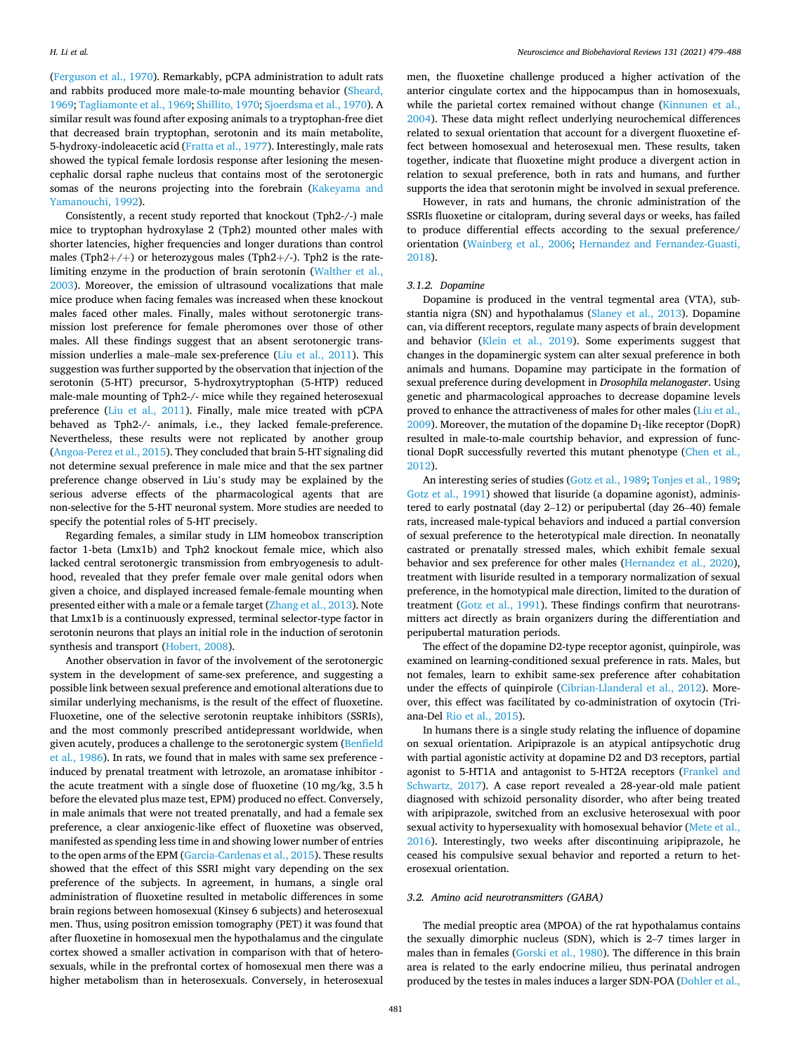(Ferguson et al., 1970). Remarkably, pCPA administration to adult rats and rabbits produced more male-to-male mounting behavior (Sheard, 1969; Tagliamonte et al., 1969; Shillito, 1970; Sjoerdsma et al., 1970). A similar result was found after exposing animals to a tryptophan-free diet that decreased brain tryptophan, serotonin and its main metabolite, 5-hydroxy-indoleacetic acid (Fratta et al., 1977). Interestingly, male rats showed the typical female lordosis response after lesioning the mesencephalic dorsal raphe nucleus that contains most of the serotonergic somas of the neurons projecting into the forebrain (Kakeyama and Yamanouchi, 1992).

Consistently, a recent study reported that knockout (Tph2-/-) male mice to tryptophan hydroxylase 2 (Tph2) mounted other males with shorter latencies, higher frequencies and longer durations than control males (Tph2+/+) or heterozygous males (Tph2+/-). Tph2 is the rate-limiting enzyme in the production of brain serotonin (Walther et al., 2003). Moreover, the emission of ultrasound vocalizations that male mice produce when facing females was increased when these knockout males faced other males. Finally, males without serotonergic transmission lost preference for female pheromones over those of other males. All these findings suggest that an absent serotonergic transmission underlies a male–male sex-preference (Liu et al., 2011). This suggestion was further supported by the observation that injection of the serotonin (5-HT) precursor, 5-hydroxytryptophan (5-HTP) reduced male-male mounting of Tph2-/- mice while they regained heterosexual preference (Liu et al., 2011). Finally, male mice treated with pCPA behaved as Tph2-/- animals, i.e., they lacked female-preference. Nevertheless, these results were not replicated by another group (Angoa-Perez et al., 2015). They concluded that brain 5-HT signaling did not determine sexual preference in male mice and that the sex partner preference change observed in Liu's study may be explained by the serious adverse effects of the pharmacological agents that are non-selective for the 5-HT neuronal system. More studies are needed to specify the potential roles of 5-HT precisely.

Regarding females, a similar study in LIM homeobox transcription factor 1-beta (Lmx1b) and Tph2 knockout female mice, which also lacked central serotonergic transmission from embryogenesis to adulthood, revealed that they prefer female over male genital odors when given a choice, and displayed increased female-female mounting when presented either with a male or a female target (Zhang et al., 2013). Note that Lmx1b is a continuously expressed, terminal selector-type factor in serotonin neurons that plays an initial role in the induction of serotonin synthesis and transport (Hobert, 2008).

Another observation in favor of the involvement of the serotonergic system in the development of same-sex preference, and suggesting a possible link between sexual preference and emotional alterations due to similar underlying mechanisms, is the result of the effect of fluoxetine. Fluoxetine, one of the selective serotonin reuptake inhibitors (SSRIs), and the most commonly prescribed antidepressant worldwide, when given acutely, produces a challenge to the serotonergic system (Benfield et al., 1986). In rats, we found that in males with same sex preference - induced by prenatal treatment with letrozole, an aromatase inhibitor - the acute treatment with a single dose of fluoxetine (10 mg/kg, 3.5 h before the elevated plus maze test, EPM) produced no effect. Conversely, in male animals that were not treated prenatally, and had a female sex preference, a clear anxiogenic-like effect of fluoxetine was observed, manifested as spending less time in and showing lower number of entries to the open arms of the EPM (Garcia-Cardenas et al., 2015). These results showed that the effect of this SSRI might vary depending on the sex preference of the subjects. In agreement, in humans, a single oral administration of fluoxetine resulted in metabolic differences in some brain regions between homosexual (Kinsey 6 subjects) and heterosexual men. Thus, using positron emission tomography (PET) it was found that after fluoxetine in homosexual men the hypothalamus and the cingulate cortex showed a smaller activation in comparison with that of heterosexuals, while in the prefrontal cortex of homosexual men there was a higher metabolism than in heterosexuals. Conversely, in heterosexual men, the fluoxetine challenge produced a higher activation of the anterior cingulate cortex and the hippocampus than in homosexuals, while the parietal cortex remained without change (Kinnunen et al., 2004). These data might reflect underlying neurochemical differences related to sexual orientation that account for a divergent fluoxetine effect between homosexual and heterosexual men. These results, taken together, indicate that fluoxetine might produce a divergent action in relation to sexual preference, both in rats and humans, and further supports the idea that serotonin might be involved in sexual preference.

However, in rats and humans, the chronic administration of the SSRIs fluoxetine or citalopram, during several days or weeks, has failed to produce differential effects according to the sexual preference/orientation (Wainberg et al., 2006; Hernandez and Fernandez-Guasti, 2018).

#### 3.1.2. Dopamine

Dopamine is produced in the ventral tegmental area (VTA), substantia nigra (SN) and hypothalamus (Slaney et al., 2013). Dopamine can, via different receptors, regulate many aspects of brain development and behavior (Klein et al., 2019). Some experiments suggest that changes in the dopaminergic system can alter sexual preference in both animals and humans. Dopamine may participate in the formation of sexual preference during development in *Drosophila melanogaster*. Using genetic and pharmacological approaches to decrease dopamine levels proved to enhance the attractiveness of males for other males (Liu et al., 2009). Moreover, the mutation of the dopamine $D_1$-like receptor (DopR) resulted in male-to-male courtship behavior, and expression of functional DopR successfully reverted this mutant phenotype (Chen et al., 2012).

An interesting series of studies (Gotz et al., 1989; Tonjes et al., 1989; Gotz et al., 1991) showed that lisuride (a dopamine agonist), administered to early postnatal (day 2–12) or peripubertal (day 26–40) female rats, increased male-typical behaviors and induced a partial conversion of sexual preference to the heterotypical male direction. In neonatally castrated or prenatally stressed males, which exhibit female sexual behavior and sex preference for other males (Hernandez et al., 2020), treatment with lisuride resulted in a temporary normalization of sexual preference, in the homotypical male direction, limited to the duration of treatment (Gotz et al., 1991). These findings confirm that neurotransmitters act directly as brain organizers during the differentiation and peripubertal maturation periods.

The effect of the dopamine D2-type receptor agonist, quinpirole, was examined on learning-conditioned sexual preference in rats. Males, but not females, learn to exhibit same-sex preference after cohabitation under the effects of quinpirole (Cibrian-Llanderal et al., 2012). Moreover, this effect was facilitated by co-administration of oxytocin (Triana-Del Rio et al., 2015).

In humans there is a single study relating the influence of dopamine on sexual orientation. Aripiprazole is an atypical antipsychotic drug with partial agonistic activity at dopamine D2 and D3 receptors, partial agonist to 5-HT1A and antagonist to 5-HT2A receptors (Frankel and Schwartz, 2017). A case report revealed a 28-year-old male patient diagnosed with schizoid personality disorder, who after being treated with aripiprazole, switched from an exclusive heterosexual with poor sexual activity to hypersexuality with homosexual behavior (Mete et al., 2016). Interestingly, two weeks after discontinuing aripiprazole, he ceased his compulsive sexual behavior and reported a return to heterosexual orientation.

### 3.2. Amino acid neurotransmitters (GABA)

The medial preoptic area (MPOA) of the rat hypothalamus contains the sexually dimorphic nucleus (SDN), which is 2–7 times larger in males than in females (Gorski et al., 1980). The difference in this brain area is related to the early endocrine milieu, thus perinatal androgen produced by the testes in males induces a larger SDN-POA (Dohler et al.,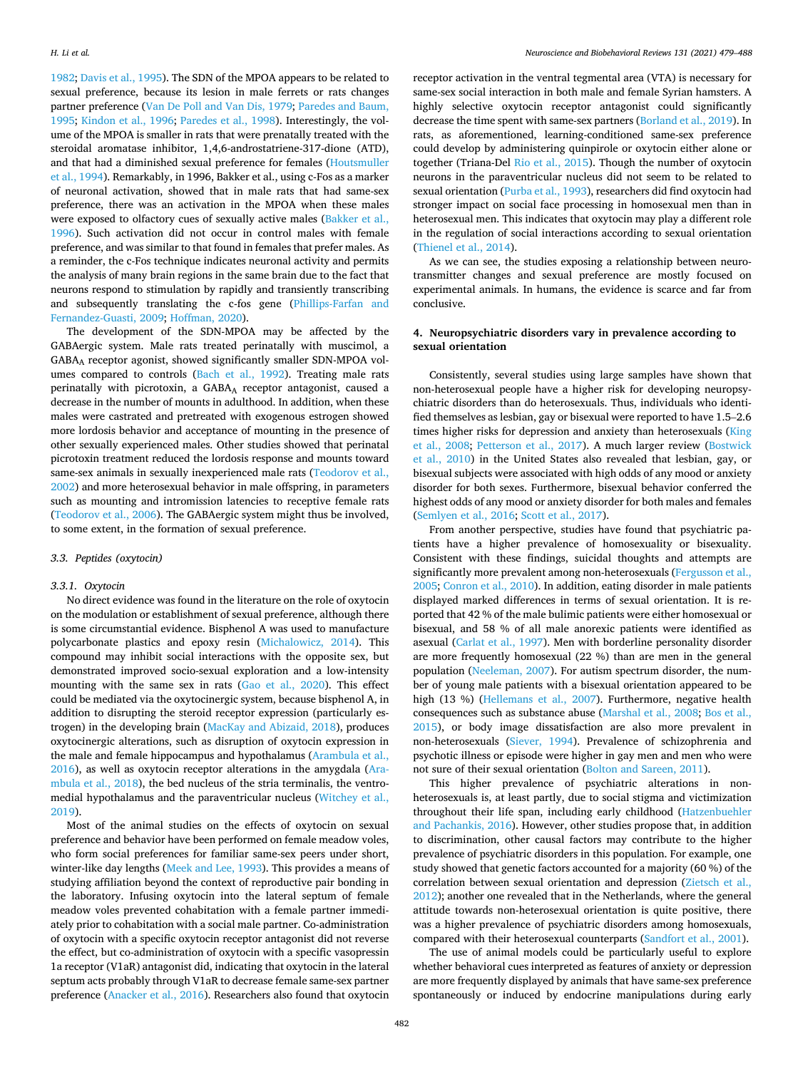1982; Davis et al., 1995). The SDN of the MPOA appears to be related to sexual preference, because its lesion in male ferrets or rats changes partner preference (Van De Poll and Van Dis, 1979; Paredes and Baum, 1995; Kindon et al., 1996; Paredes et al., 1998). Interestingly, the volume of the MPOA is smaller in rats that were prenatally treated with the steroidal aromatase inhibitor, 1,4,6-androstatriene-317-dione (ATD), and that had a diminished sexual preference for females (Houtsmuller et al., 1994). Remarkably, in 1996, Bakker et al., using c-Fos as a marker of neuronal activation, showed that in male rats that had same-sex preference, there was an activation in the MPOA when these males were exposed to olfactory cues of sexually active males (Bakker et al., 1996). Such activation did not occur in control males with female preference, and was similar to that found in females that prefer males. As a reminder, the c-Fos technique indicates neuronal activity and permits the analysis of many brain regions in the same brain due to the fact that neurons respond to stimulation by rapidly and transiently transcribing and subsequently translating the c-fos gene (Phillips-Farfan and Fernandez-Guasti, 2009; Hoffman, 2020).

The development of the SDN-MPOA may be affected by the GABAergic system. Male rats treated perinatally with muscimol, a $GABA_A$ receptor agonist, showed significantly smaller SDN-MPOA volumes compared to controls (Bach et al., 1992). Treating male rats perinatally with picrotoxin, a $GABA_A$ receptor antagonist, caused a decrease in the number of mounts in adulthood. In addition, when these males were castrated and pretreated with exogenous estrogen showed more lordosis behavior and acceptance of mounting in the presence of other sexually experienced males. Other studies showed that perinatal picrotoxin treatment reduced the lordosis response and mounts toward same-sex animals in sexually inexperienced male rats (Teodorov et al., 2002) and more heterosexual behavior in male offspring, in parameters such as mounting and intromission latencies to receptive female rats (Teodorov et al., 2006). The GABAergic system might thus be involved, to some extent, in the formation of sexual preference.

### 3.3. Peptides (oxytocin)

#### 3.3.1. Oxytocin

No direct evidence was found in the literature on the role of oxytocin on the modulation or establishment of sexual preference, although there is some circumstantial evidence. Bisphenol A was used to manufacture polycarbonate plastics and epoxy resin (Michalowicz, 2014). This compound may inhibit social interactions with the opposite sex, but demonstrated improved socio-sexual exploration and a low-intensity mounting with the same sex in rats (Gao et al., 2020). This effect could be mediated via the oxytocinergic system, because bisphenol A, in addition to disrupting the steroid receptor expression (particularly estrogen) in the developing brain (MacKay and Abizaid, 2018), produces oxytocinergic alterations, such as disruption of oxytocin expression in the male and female hippocampus and hypothalamus (Arambula et al., 2016), as well as oxytocin receptor alterations in the amygdala (Arambula et al., 2018), the bed nucleus of the stria terminalis, the ventromedial hypothalamus and the paraventricular nucleus (Witchey et al., 2019).

Most of the animal studies on the effects of oxytocin on sexual preference and behavior have been performed on female meadow voles, who form social preferences for familiar same-sex peers under short, winter-like day lengths (Meek and Lee, 1993). This provides a means of studying affiliation beyond the context of reproductive pair bonding in the laboratory. Infusing oxytocin into the lateral septum of female meadow voles prevented cohabitation with a female partner immediately prior to cohabitation with a social male partner. Co-administration of oxytocin with a specific oxytocin receptor antagonist did not reverse the effect, but co-administration of oxytocin with a specific vasopressin 1a receptor (V1aR) antagonist did, indicating that oxytocin in the lateral septum acts probably through V1aR to decrease female same-sex partner preference (Anacker et al., 2016). Researchers also found that oxytocin receptor activation in the ventral tegmental area (VTA) is necessary for same-sex social interaction in both male and female Syrian hamsters. A highly selective oxytocin receptor antagonist could significantly decrease the time spent with same-sex partners (Borland et al., 2019). In rats, as aforementioned, learning-conditioned same-sex preference could develop by administering quinpirole or oxytocin either alone or together (Triana-Del Rio et al., 2015). Though the number of oxytocin neurons in the paraventricular nucleus did not seem to be related to sexual orientation (Purba et al., 1993), researchers did find oxytocin had stronger impact on social face processing in homosexual men than in heterosexual men. This indicates that oxytocin may play a different role in the regulation of social interactions according to sexual orientation (Thienel et al., 2014).

As we can see, the studies exposing a relationship between neurotransmitter changes and sexual preference are mostly focused on experimental animals. In humans, the evidence is scarce and far from conclusive.

## 4. Neuropsychiatric disorders vary in prevalence according to sexual orientation

Consistently, several studies using large samples have shown that non-heterosexual people have a higher risk for developing neuropsychiatric disorders than do heterosexuals. Thus, individuals who identified themselves as lesbian, gay or bisexual were reported to have 1.5–2.6 times higher risks for depression and anxiety than heterosexuals (King et al., 2008; Petterson et al., 2017). A much larger review (Bostwick et al., 2010) in the United States also revealed that lesbian, gay, or bisexual subjects were associated with high odds of any mood or anxiety disorder for both sexes. Furthermore, bisexual behavior conferred the highest odds of any mood or anxiety disorder for both males and females (Semlyen et al., 2016; Scott et al., 2017).

From another perspective, studies have found that psychiatric patients have a higher prevalence of homosexuality or bisexuality. Consistent with these findings, suicidal thoughts and attempts are significantly more prevalent among non-heterosexuals (Fergusson et al., 2005; Conron et al., 2010). In addition, eating disorder in male patients displayed marked differences in terms of sexual orientation. It is reported that 42 % of the male bulimic patients were either homosexual or bisexual, and 58 % of all male anorexic patients were identified as asexual (Carlat et al., 1997). Men with borderline personality disorder are more frequently homosexual (22 %) than are men in the general population (Neeleman, 2007). For autism spectrum disorder, the number of young male patients with a bisexual orientation appeared to be high (13 %) (Hellemans et al., 2007). Furthermore, negative health consequences such as substance abuse (Marshal et al., 2008; Bos et al., 2015), or body image dissatisfaction are also more prevalent in non-heterosexuals (Siever, 1994). Prevalence of schizophrenia and psychotic illness or episode were higher in gay men and men who were not sure of their sexual orientation (Bolton and Sareen, 2011).

This higher prevalence of psychiatric alterations in non-heterosexuals is, at least partly, due to social stigma and victimization throughout their life span, including early childhood (Hatzenbuehler and Pachankis, 2016). However, other studies propose that, in addition to discrimination, other causal factors may contribute to the higher prevalence of psychiatric disorders in this population. For example, one study showed that genetic factors accounted for a majority (60 %) of the correlation between sexual orientation and depression (Zietsch et al., 2012); another one revealed that in the Netherlands, where the general attitude towards non-heterosexual orientation is quite positive, there was a higher prevalence of psychiatric disorders among homosexuals, compared with their heterosexual counterparts (Sandfort et al., 2001).

The use of animal models could be particularly useful to explore whether behavioral cues interpreted as features of anxiety or depression are more frequently displayed by animals that have same-sex preference spontaneously or induced by endocrine manipulations during early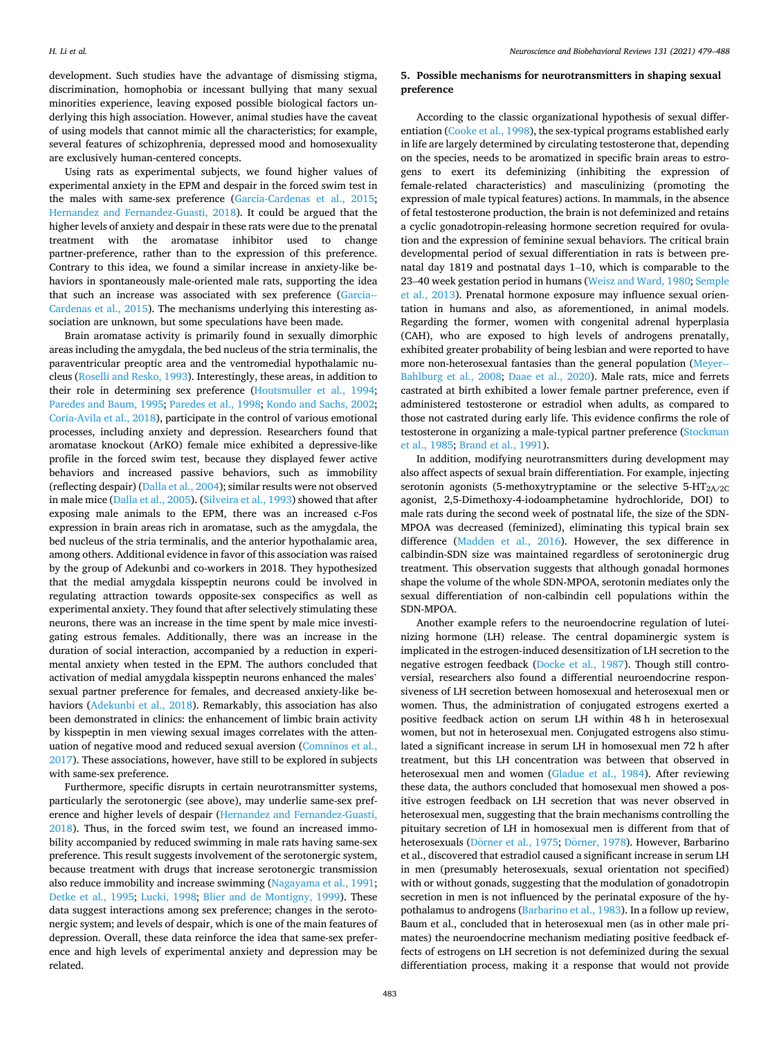development. Such studies have the advantage of dismissing stigma, discrimination, homophobia or incessant bullying that many sexual minorities experience, leaving exposed possible biological factors underlying this high association. However, animal studies have the caveat of using models that cannot mimic all the characteristics; for example, several features of schizophrenia, depressed mood and homosexuality are exclusively human-centered concepts.

Using rats as experimental subjects, we found higher values of experimental anxiety in the EPM and despair in the forced swim test in the males with same-sex preference (Garcia-Cardenas et al., 2015; Hernandez and Fernandez-Guasti, 2018). It could be argued that the higher levels of anxiety and despair in these rats were due to the prenatal treatment with the aromatase inhibitor used to change partner-preference, rather than to the expression of this preference. Contrary to this idea, we found a similar increase in anxiety-like behaviors in spontaneously male-oriented male rats, supporting the idea that such an increase was associated with sex preference (Garcia-Cardenas et al., 2015). The mechanisms underlying this interesting association are unknown, but some speculations have been made.

Brain aromatase activity is primarily found in sexually dimorphic areas including the amygdala, the bed nucleus of the stria terminalis, the paraventricular preoptic area and the ventromedial hypothalamic nucleus (Roselli and Resko, 1993). Interestingly, these areas, in addition to their role in determining sex preference (Houtsmuller et al., 1994; Paredes and Baum, 1995; Paredes et al., 1998; Kondo and Sachs, 2002; Coria-Avila et al., 2018), participate in the control of various emotional processes, including anxiety and depression. Researchers found that aromatase knockout (ArKO) female mice exhibited a depressive-like profile in the forced swim test, because they displayed fewer active behaviors and increased passive behaviors, such as immobility (reflecting despair) (Dalla et al., 2004); similar results were not observed in male mice (Dalla et al., 2005). (Silveira et al., 1993) showed that after exposing male animals to the EPM, there was an increased c-Fos expression in brain areas rich in aromatase, such as the amygdala, the bed nucleus of the stria terminalis, and the anterior hypothalamic area, among others. Additional evidence in favor of this association was raised by the group of Adekunbi and co-workers in 2018. They hypothesized that the medial amygdala kisspeptin neurons could be involved in regulating attraction towards opposite-sex conspecifics as well as experimental anxiety. They found that after selectively stimulating these neurons, there was an increase in the time spent by male mice investigating estrous females. Additionally, there was an increase in the duration of social interaction, accompanied by a reduction in experimental anxiety when tested in the EPM. The authors concluded that activation of medial amygdala kisspeptin neurons enhanced the males' sexual partner preference for females, and decreased anxiety-like behaviors (Adekunbi et al., 2018). Remarkably, this association has also been demonstrated in clinics: the enhancement of limbic brain activity by kisspeptin in men viewing sexual images correlates with the attenuation of negative mood and reduced sexual aversion (Comninos et al., 2017). These associations, however, have still to be explored in subjects with same-sex preference.

Furthermore, specific disrupts in certain neurotransmitter systems, particularly the serotonergic (see above), may underlie same-sex preference and higher levels of despair (Hernandez and Fernandez-Guasti, 2018). Thus, in the forced swim test, we found an increased immobility accompanied by reduced swimming in male rats having same-sex preference. This result suggests involvement of the serotonergic system, because treatment with drugs that increase serotonergic transmission also reduce immobility and increase swimming (Nagayama et al., 1991; Detke et al., 1995; Lucki, 1998; Blier and de Montigny, 1999). These data suggest interactions among sex preference; changes in the serotonergic system; and levels of despair, which is one of the main features of depression. Overall, these data reinforce the idea that same-sex preference and high levels of experimental anxiety and depression may be related.

## 5. Possible mechanisms for neurotransmitters in shaping sexual preference

According to the classic organizational hypothesis of sexual differentiation (Cooke et al., 1998), the sex-typical programs established early in life are largely determined by circulating testosterone that, depending on the species, needs to be aromatized in specific brain areas to estrogens to exert its defeminizing (inhibiting the expression of female-related characteristics) and masculinizing (promoting the expression of male typical features) actions. In mammals, in the absence of fetal testosterone production, the brain is not defeminized and retains a cyclic gonadotropin-releasing hormone secretion required for ovulation and the expression of feminine sexual behaviors. The critical brain developmental period of sexual differentiation in rats is between prenatal day 1819 and postnatal days 1–10, which is comparable to the 23–40 week gestation period in humans (Weisz and Ward, 1980; Semple et al., 2013). Prenatal hormone exposure may influence sexual orientation in humans and also, as aforementioned, in animal models. Regarding the former, women with congenital adrenal hyperplasia (CAH), who are exposed to high levels of androgens prenatally, exhibited greater probability of being lesbian and were reported to have more non-heterosexual fantasies than the general population (Meyer-Bahlburg et al., 2008; Daae et al., 2020). Male rats, mice and ferrets castrated at birth exhibited a lower female partner preference, even if administered testosterone or estradiol when adults, as compared to those not castrated during early life. This evidence confirms the role of testosterone in organizing a male-typical partner preference (Stockman et al., 1985; Brand et al., 1991).

In addition, modifying neurotransmitters during development may also affect aspects of sexual brain differentiation. For example, injecting serotonin agonists (5-methoxytryptamine or the selective 5-HT$_{2A/2C}$ agonist, 2,5-Dimethoxy-4-iodoamphetamine hydrochloride, DOI) to male rats during the second week of postnatal life, the size of the SDN-MPOA was decreased (feminized), eliminating this typical brain sex difference (Madden et al., 2016). However, the sex difference in calbindin-SDN size was maintained regardless of serotoninergic drug treatment. This observation suggests that although gonadal hormones shape the volume of the whole SDN-MPOA, serotonin mediates only the sexual differentiation of non-calbindin cell populations within the SDN-MPOA.

Another example refers to the neuroendocrine regulation of luteinizing hormone (LH) release. The central dopaminergic system is implicated in the estrogen-induced desensitization of LH secretion to the negative estrogen feedback (Docke et al., 1987). Though still controversial, researchers also found a differential neuroendocrine responsiveness of LH secretion between homosexual and heterosexual men or women. Thus, the administration of conjugated estrogens exerted a positive feedback action on serum LH within 48 h in heterosexual women, but not in heterosexual men. Conjugated estrogens also stimulated a significant increase in serum LH in homosexual men 72 h after treatment, but this LH concentration was between that observed in heterosexual men and women (Gladue et al., 1984). After reviewing these data, the authors concluded that homosexual men showed a positive estrogen feedback on LH secretion that was never observed in heterosexual men, suggesting that the brain mechanisms controlling the pituitary secretion of LH in homosexual men is different from that of heterosexuals (Dörner et al., 1975; Dörner, 1978). However, Barbarino et al., discovered that estradiol caused a significant increase in serum LH in men (presumably heterosexuals, sexual orientation not specified) with or without gonads, suggesting that the modulation of gonadotropin secretion in men is not influenced by the perinatal exposure of the hypothalamus to androgens (Barbarino et al., 1983). In a follow up review, Baum et al., concluded that in heterosexual men (as in other male primates) the neuroendocrine mechanism mediating positive feedback effects of estrogens on LH secretion is not defeminized during the sexual differentiation process, making it a response that would not provide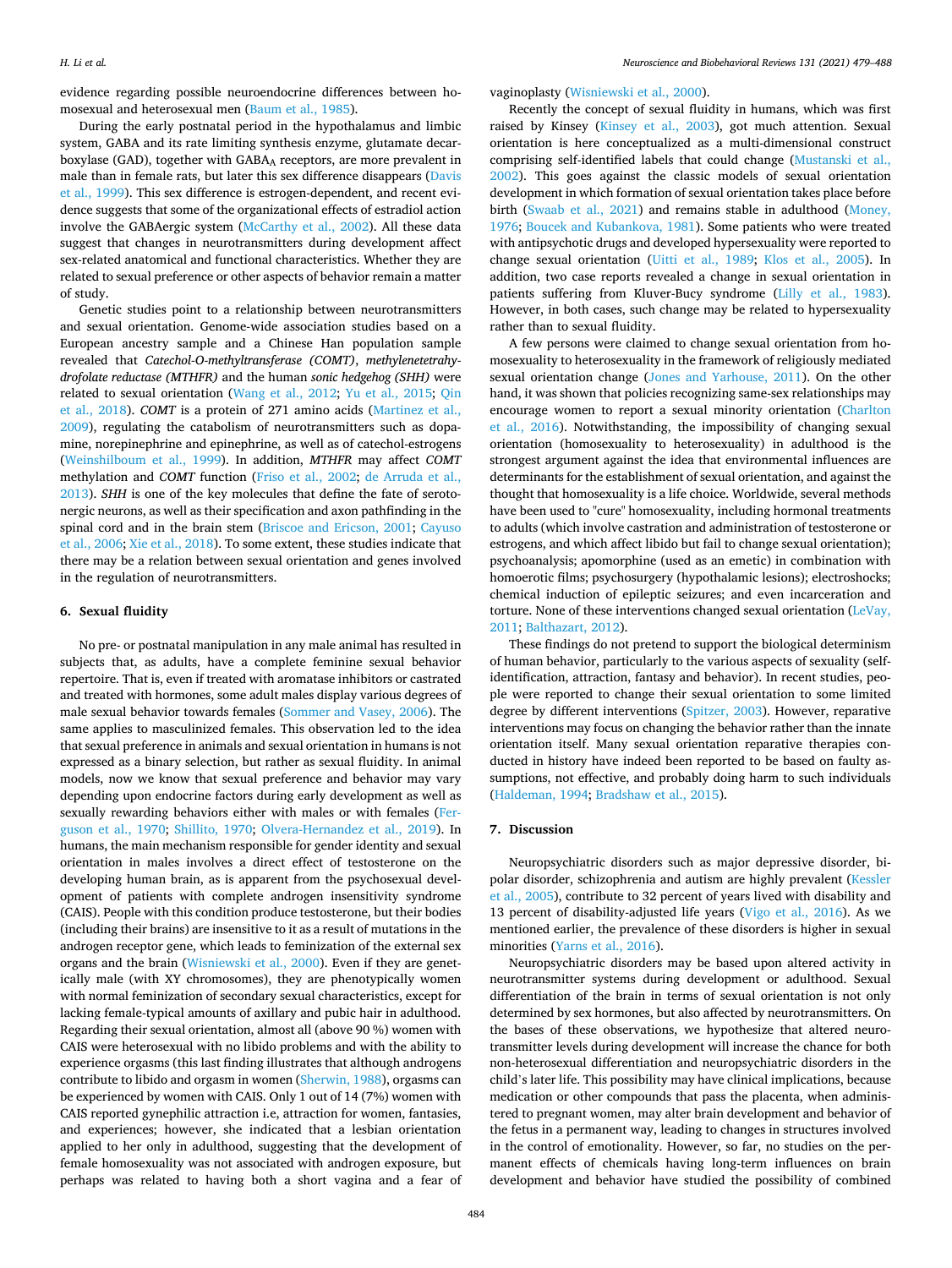evidence regarding possible neuroendocrine differences between homosexual and heterosexual men (Baum et al., 1985).

During the early postnatal period in the hypothalamus and limbic system, GABA and its rate limiting synthesis enzyme, glutamate decarboxylase (GAD), together with $GABA_A$ receptors, are more prevalent in male than in female rats, but later this sex difference disappears (Davis et al., 1999). This sex difference is estrogen-dependent, and recent evidence suggests that some of the organizational effects of estradiol action involve the GABAergic system (McCarthy et al., 2002). All these data suggest that changes in neurotransmitters during development affect sex-related anatomical and functional characteristics. Whether they are related to sexual preference or other aspects of behavior remain a matter of study.

Genetic studies point to a relationship between neurotransmitters and sexual orientation. Genome-wide association studies based on a European ancestry sample and a Chinese Han population sample revealed that *Catechol-O-methyltransferase (COMT)*, *methylenetetrahydrofolate reductase (MTHFR)* and the human *sonic hedgehog (SHH)* were related to sexual orientation (Wang et al., 2012; Yu et al., 2015; Qin et al., 2018). *COMT* is a protein of 271 amino acids (Martinez et al., 2009), regulating the catabolism of neurotransmitters such as dopamine, norepinephrine and epinephrine, as well as of catechol-estrogens (Weinshilboum et al., 1999). In addition, *MTHFR* may affect *COMT* methylation and *COMT* function (Friso et al., 2002; de Arruda et al., 2013). *SHH* is one of the key molecules that define the fate of serotonergic neurons, as well as their specification and axon pathfinding in the spinal cord and in the brain stem (Briscoe and Ericson, 2001; Cayuso et al., 2006; Xie et al., 2018). To some extent, these studies indicate that there may be a relation between sexual orientation and genes involved in the regulation of neurotransmitters.

## 6. Sexual fluidity

No pre- or postnatal manipulation in any male animal has resulted in subjects that, as adults, have a complete feminine sexual behavior repertoire. That is, even if treated with aromatase inhibitors or castrated and treated with hormones, some adult males display various degrees of male sexual behavior towards females (Sommer and Vasey, 2006). The same applies to masculinized females. This observation led to the idea that sexual preference in animals and sexual orientation in humans is not expressed as a binary selection, but rather as sexual fluidity. In animal models, now we know that sexual preference and behavior may vary depending upon endocrine factors during early development as well as sexually rewarding behaviors either with males or with females (Ferguson et al., 1970; Shillito, 1970; Olvera-Hernandez et al., 2019). In humans, the main mechanism responsible for gender identity and sexual orientation in males involves a direct effect of testosterone on the developing human brain, as is apparent from the psychosexual development of patients with complete androgen insensitivity syndrome (CAIS). People with this condition produce testosterone, but their bodies (including their brains) are insensitive to it as a result of mutations in the androgen receptor gene, which leads to feminization of the external sex organs and the brain (Wisniewski et al., 2000). Even if they are genetically male (with XY chromosomes), they are phenotypically women with normal feminization of secondary sexual characteristics, except for lacking female-typical amounts of axillary and pubic hair in adulthood. Regarding their sexual orientation, almost all (above 90 %) women with CAIS were heterosexual with no libido problems and with the ability to experience orgasms (this last finding illustrates that although androgens contribute to libido and orgasm in women (Sherwin, 1988), orgasms can be experienced by women with CAIS. Only 1 out of 14 (7%) women with CAIS reported gynephilic attraction i.e, attraction for women, fantasies, and experiences; however, she indicated that a lesbian orientation applied to her only in adulthood, suggesting that the development of female homosexuality was not associated with androgen exposure, but perhaps was related to having both a short vagina and a fear of vaginoplasty (Wisniewski et al., 2000).

Recently the concept of sexual fluidity in humans, which was first raised by Kinsey (Kinsey et al., 2003), got much attention. Sexual orientation is here conceptualized as a multi-dimensional construct comprising self-identified labels that could change (Mustanski et al., 2002). This goes against the classic models of sexual orientation development in which formation of sexual orientation takes place before birth (Swaab et al., 2021) and remains stable in adulthood (Money, 1976; Boucek and Kubankova, 1981). Some patients who were treated with antipsychotic drugs and developed hypersexuality were reported to change sexual orientation (Uitti et al., 1989; Klos et al., 2005). In addition, two case reports revealed a change in sexual orientation in patients suffering from Kluver-Bucy syndrome (Lilly et al., 1983). However, in both cases, such change may be related to hypersexuality rather than to sexual fluidity.

A few persons were claimed to change sexual orientation from homosexuality to heterosexuality in the framework of religiously mediated sexual orientation change (Jones and Yarhouse, 2011). On the other hand, it was shown that policies recognizing same-sex relationships may encourage women to report a sexual minority orientation (Charlton et al., 2016). Notwithstanding, the impossibility of changing sexual orientation (homosexuality to heterosexuality) in adulthood is the strongest argument against the idea that environmental influences are determinants for the establishment of sexual orientation, and against the thought that homosexuality is a life choice. Worldwide, several methods have been used to "cure" homosexuality, including hormonal treatments to adults (which involve castration and administration of testosterone or estrogens, and which affect libido but fail to change sexual orientation); psychoanalysis; apomorphine (used as an emetic) in combination with homoerotic films; psychosurgery (hypothalamic lesions); electroshocks; chemical induction of epileptic seizures; and even incarceration and torture. None of these interventions changed sexual orientation (LeVay, 2011; Balthazart, 2012).

These findings do not pretend to support the biological determinism of human behavior, particularly to the various aspects of sexuality (self-identification, attraction, fantasy and behavior). In recent studies, people were reported to change their sexual orientation to some limited degree by different interventions (Spitzer, 2003). However, reparative interventions may focus on changing the behavior rather than the innate orientation itself. Many sexual orientation reparative therapies conducted in history have indeed been reported to be based on faulty assumptions, not effective, and probably doing harm to such individuals (Haldeman, 1994; Bradshaw et al., 2015).

## 7. Discussion

Neuropsychiatric disorders such as major depressive disorder, bipolar disorder, schizophrenia and autism are highly prevalent (Kessler et al., 2005), contribute to 32 percent of years lived with disability and 13 percent of disability-adjusted life years (Vigo et al., 2016). As we mentioned earlier, the prevalence of these disorders is higher in sexual minorities (Yarns et al., 2016).

Neuropsychiatric disorders may be based upon altered activity in neurotransmitter systems during development or adulthood. Sexual differentiation of the brain in terms of sexual orientation is not only determined by sex hormones, but also affected by neurotransmitters. On the bases of these observations, we hypothesize that altered neurotransmitter levels during development will increase the chance for both non-heterosexual differentiation and neuropsychiatric disorders in the child's later life. This possibility may have clinical implications, because medication or other compounds that pass the placenta, when administered to pregnant women, may alter brain development and behavior of the fetus in a permanent way, leading to changes in structures involved in the control of emotionality. However, so far, no studies on the permanent effects of chemicals having long-term influences on brain development and behavior have studied the possibility of combined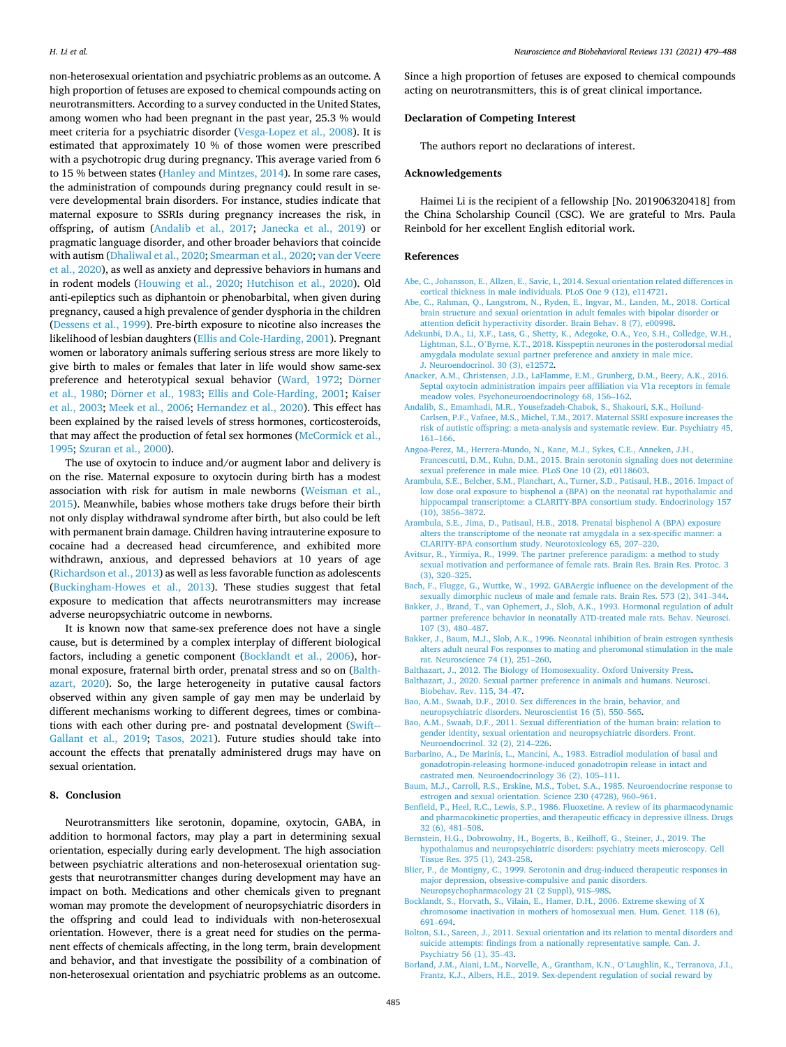non-heterosexual orientation and psychiatric problems as an outcome. A high proportion of fetuses are exposed to chemical compounds acting on neurotransmitters. According to a survey conducted in the United States, among women who had been pregnant in the past year, 25.3 % would meet criteria for a psychiatric disorder (Vesga-Lopez et al., 2008). It is estimated that approximately 10 % of those women were prescribed with a psychotropic drug during pregnancy. This average varied from 6 to 15 % between states (Hanley and Mintzes, 2014). In some rare cases, the administration of compounds during pregnancy could result in severe developmental brain disorders. For instance, studies indicate that maternal exposure to SSRIs during pregnancy increases the risk, in offspring, of autism (Andalib et al., 2017; Janecka et al., 2019) or pragmatic language disorder, and other broader behaviors that coincide with autism (Dhaliwal et al., 2020; Smearman et al., 2020; van der Veere et al., 2020), as well as anxiety and depressive behaviors in humans and in rodent models (Houwing et al., 2020; Hutchison et al., 2020). Old anti-epileptics such as diphantoin or phenobarbital, when given during pregnancy, caused a high prevalence of gender dysphoria in the children (Dessens et al., 1999). Pre-birth exposure to nicotine also increases the likelihood of lesbian daughters (Ellis and Cole-Harding, 2001). Pregnant women or laboratory animals suffering serious stress are more likely to give birth to males or females that later in life would show same-sex preference and heterotypical sexual behavior (Ward, 1972; Dörner et al., 1980; Dörner et al., 1983; Ellis and Cole-Harding, 2001; Kaiser et al., 2003; Meek et al., 2006; Hernandez et al., 2020). This effect has been explained by the raised levels of stress hormones, corticosteroids, that may affect the production of fetal sex hormones (McCormick et al., 1995; Szuran et al., 2000).

The use of oxytocin to induce and/or augment labor and delivery is on the rise. Maternal exposure to oxytocin during birth has a modest association with risk for autism in male newborns (Weisman et al., 2015). Meanwhile, babies whose mothers take drugs before their birth not only display withdrawal syndrome after birth, but also could be left with permanent brain damage. Children having intrauterine exposure to cocaine had a decreased head circumference, and exhibited more withdrawn, anxious, and depressed behaviors at 10 years of age (Richardson et al., 2013) as well as less favorable function as adolescents (Buckingham-Howes et al., 2013). These studies suggest that fetal exposure to medication that affects neurotransmitters may increase adverse neuropsychiatric outcome in newborns.

It is known now that same-sex preference does not have a single cause, but is determined by a complex interplay of different biological factors, including a genetic component (Bocklandt et al., 2006), hormonal exposure, fraternal birth order, prenatal stress and so on (Balthazart, 2020). So, the large heterogeneity in putative causal factors observed within any given sample of gay men may be underlaid by different mechanisms working to different degrees, times or combinations with each other during pre- and postnatal development (Swift-Gallant et al., 2019; Tasos, 2021). Future studies should take into account the effects that prenatally administered drugs may have on sexual orientation.

## 8. Conclusion

Neurotransmitters like serotonin, dopamine, oxytocin, GABA, in addition to hormonal factors, may play a part in determining sexual orientation, especially during early development. The high association between psychiatric alterations and non-heterosexual orientation suggests that neurotransmitter changes during development may have an impact on both. Medications and other chemicals given to pregnant woman may promote the development of neuropsychiatric disorders in the offspring and could lead to individuals with non-heterosexual orientation. However, there is a great need for studies on the permanent effects of chemicals affecting, in the long term, brain development and behavior, and that investigate the possibility of a combination of non-heterosexual orientation and psychiatric problems as an outcome. Since a high proportion of fetuses are exposed to chemical compounds acting on neurotransmitters, this is of great clinical importance.

## Declaration of Competing Interest

The authors report no declarations of interest.

## Acknowledgements

Haimei Li is the recipient of a fellowship [No. 201906320418] from the China Scholarship Council (CSC). We are grateful to Mrs. Paula Reinbold for her excellent English editorial work.

## References

Abe, C., Johansson, E., Allzen, E., Savic, I., 2014. Sexual orientation related differences in cortical thickness in male individuals. PLoS One 9 (12), e114721.

Abe, C., Rahman, Q., Langstrom, N., Ryden, E., Ingvar, M., Landen, M., 2018. Cortical brain structure and sexual orientation in adult females with bipolar disorder or attention deficit hyperactivity disorder. Brain Behav. 8 (7), e00998.

Adekunbi, D.A., Li, X.F., Lass, G., Shetty, K., Adegoke, O.A., Yeo, S.H., Colledge, W.H., Lightman, S.L., O'Byrne, K.T., 2018. Kisspeptin neurones in the posterodorsal medial amygdala modulate sexual partner preference and anxiety in male mice. J. Neuroendocrinol. 30 (3), e12572.

Anacker, A.M., Christensen, J.D., LaFlamme, E.M., Grunberg, D.M., Beery, A.K., 2016. Septal oxytocin administration impairs peer affiliation via V1a receptors in female meadow voles. Psychoneuroendocrinology 68, 156–162.

Andalib, S., Emamhadi, M.R., Yousefzadeh-Chabok, S., Shakouri, S.K., Hoilund-Carlsen, P.F., Vafaee, M.S., Michel, T.M., 2017. Maternal SSRI exposure increases the risk of autistic offspring: a meta-analysis and systematic review. Eur. Psychiatry 45, 161–166.

Angoa-Perez, M., Herrera-Mundo, N., Kane, M.J., Sykes, C.E., Anneken, J.H., Francescutti, D.M., Kuhn, D.M., 2015. Brain serotonin signaling does not determine sexual preference in male mice. PLoS One 10 (2), e0118603.

Arambula, S.E., Belcher, S.M., Planchart, A., Turner, S.D., Patisaul, H.B., 2016. Impact of low dose oral exposure to bisphenol a (BPA) on the neonatal rat hypothalamic and hippocampal transcriptome: a CLARITY-BPA consortium study. Endocrinology 157 (10), 3856–3872.

Arambula, S.E., Jima, D., Patisaul, H.B., 2018. Prenatal bisphenol A (BPA) exposure alters the transcriptome of the neonate rat amygdala in a sex-specific manner: a CLARITY-BPA consortium study. Neurotoxicology 65, 207–220.

Avitsur, R., Yirmiya, R., 1999. The partner preference paradigm: a method to study sexual motivation and performance of female rats. Brain Res. Brain Res. Protoc. 3 (3), 320–325.

Bach, F., Flugge, G., Wuttke, W., 1992. GABAergic influence on the development of the sexually dimorphic nucleus of male and female rats. Brain Res. 573 (2), 341–344.

Bakker, J., Brand, T., van Ophemert, J., Slob, A.K., 1993. Hormonal regulation of adult partner preference behavior in neonatally ATD-treated male rats. Behav. Neurosci. 107 (3), 480–487.

Bakker, J., Baum, M.J., Slob, A.K., 1996. Neonatal inhibition of brain estrogen synthesis alters adult neural Fos responses to mating and pheromonal stimulation in the male rat. Neuroscience 74 (1), 251–260.

Balthazart, J., 2012. The Biology of Homosexuality. Oxford University Press.

Balthazart, J., 2020. Sexual partner preference in animals and humans. Neurosci. Biobehav. Rev. 115, 34–47.

Bao, A.M., Swaab, D.F., 2010. Sex differences in the brain, behavior, and neuropsychiatric disorders. Neuroscientist 16 (5), 550–565.

Bao, A.M., Swaab, D.F., 2011. Sexual differentiation of the human brain: relation to gender identity, sexual orientation and neuropsychiatric disorders. Front. Neuroendocrinol. 32 (2), 214–226.

Barbarino, A., De Marinis, L., Mancini, A., 1983. Estradiol modulation of basal and gonadotropin-releasing hormone-induced gonadotropin release in intact and castrated men. Neuroendocrinology 36 (2), 105–111.

Baum, M.J., Carroll, R.S., Erskine, M.S., Tobet, S.A., 1985. Neuroendocrine response to estrogen and sexual orientation. Science 230 (4728), 960–961.

Benfield, P., Heel, R.C., Lewis, S.P., 1986. Fluoxetine. A review of its pharmacodynamic and pharmacokinetic properties, and therapeutic efficacy in depressive illness. Drugs 32 (6), 481–508.

Bernstein, H.G., Dobrowolny, H., Bogerts, B., Keilhoff, G., Steiner, J., 2019. The hypothalamus and neuropsychiatric disorders: psychiatry meets microscopy. Cell Tissue Res. 375 (1), 243–258.

Blier, P., de Montigny, C., 1999. Serotonin and drug-induced therapeutic responses in major depression, obsessive-compulsive and panic disorders. Neuropsychopharmacology 21 (2 Suppl), 91S–98S.

Bocklandt, S., Horvath, S., Vilain, E., Hamer, D.H., 2006. Extreme skewing of X chromosome inactivation in mothers of homosexual men. Hum. Genet. 118 (6), 691–694.

Bolton, S.L., Sareen, J., 2011. Sexual orientation and its relation to mental disorders and suicide attempts: findings from a nationally representative sample. Can. J. Psychiatry 56 (1), 35–43.

Borland, J.M., Aiani, L.M., Norvelle, A., Grantham, K.N., O'Laughlin, K., Terranova, J.I., Frantz, K.J., Albers, H.E., 2019. Sex-dependent regulation of social reward by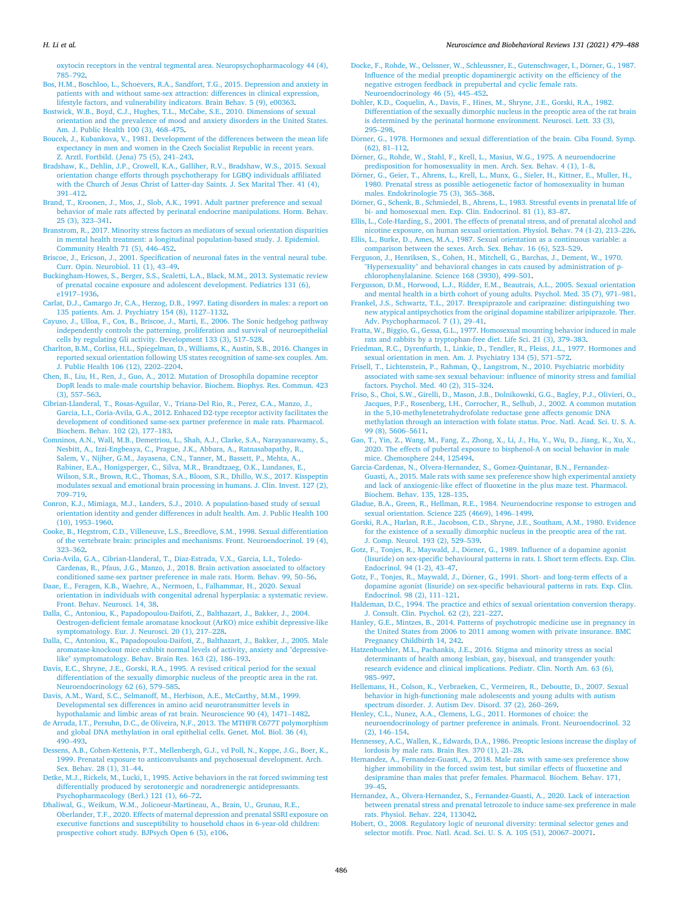oxytocin receptors in the ventral tegmental area. Neuropsychopharmacology 44 (4), 785–792.

Bos, H.M., Boschloo, L., Schoevers, R.A., Sandfort, T.G., 2015. Depression and anxiety in patients with and without same-sex attraction: differences in clinical expression, lifestyle factors, and vulnerability indicators. Brain Behav. 5 (9), e00363.

Bostwick, W.B., Boyd, C.J., Hughes, T.L., McCabe, S.E., 2010. Dimensions of sexual orientation and the prevalence of mood and anxiety disorders in the United States. Am. J. Public Health 100 (3), 468–475.

Boucek, J., Kubankova, V., 1981. Development of the differences between the mean life expectancy in men and women in the Czech Socialist Republic in recent years. Z. Arztl. Fortbild. (Jena) 75 (5), 241–243.

Bradshaw, K., Dehlin, J.P., Crowell, K.A., Galliher, R.V., Bradshaw, W.S., 2015. Sexual orientation change efforts through psychotherapy for LGBQ individuals affiliated with the Church of Jesus Christ of Latter-day Saints. J. Sex Marital Ther. 41 (4), 391–412.

Brand, T., Kroonen, J., Mos, J., Slob, A.K., 1991. Adult partner preference and sexual behavior of male rats affected by perinatal endocrine manipulations. Horm. Behav. 25 (3), 323–341.

Branstrom, R., 2017. Minority stress factors as mediators of sexual orientation disparities in mental health treatment: a longitudinal population-based study. J. Epidemiol. Community Health 71 (5), 446–452.

Briscoe, J., Ericson, J., 2001. Specification of neuronal fates in the ventral neural tube. Curr. Opin. Neurobiol. 11 (1), 43–49.

Buckingham-Howes, S., Berger, S.S., Scaletti, L.A., Black, M.M., 2013. Systematic review of prenatal cocaine exposure and adolescent development. Pediatrics 131 (6), e1917–1936.

Carlat, D.J., Camargo Jr, C.A., Herzog, D.B., 1997. Eating disorders in males: a report on 135 patients. Am. J. Psychiatry 154 (8), 1127–1132.

Cayuso, J., Ulloa, F., Cox, B., Briscoe, J., Marti, E., 2006. The Sonic hedgehog pathway independently controls the patterning, proliferation and survival of neuroepithelial cells by regulating Gli activity. Development 133 (3), 517–528.

Charlton, B.M., Corliss, H.L., Spiegelman, D., Williams, K., Austin, S.B., 2016. Changes in reported sexual orientation following US states recognition of same-sex couples. Am. J. Public Health 106 (12), 2202–2204.

Chen, B., Liu, H., Ren, J., Guo, A., 2012. Mutation of Drosophila dopamine receptor DopR leads to male-male courtship behavior. Biochem. Biophys. Res. Commun. 423 (3), 557–563.

Cibrian-Llanderal, T., Rosas-Aguilar, V., Triana-Del Rio, R., Perez, C.A., Manzo, J., Garcia, L.I., Coria-Avila, G.A., 2012. Enhanced D2-type receptor activity facilitates the development of conditioned same-sex partner preference in male rats. Pharmacol. Biochem. Behav. 102 (2), 177–183.

Comninos, A.N., Wall, M.B., Demetriou, L., Shah, A.J., Clarke, S.A., Narayanaswamy, S., Nesbitt, A., Izzi-Engbeaya, C., Prague, J.K., Abbara, A., Ratnasabapathy, R., Salem, V., Nijher, G.M., Jayasena, C.N., Tanner, M., Bassett, P., Mehta, A., Rabiner, E.A., Honigsperger, C., Silva, M.R., Brandtzaeg, O.K., Lundanes, E., Wilson, S.R., Brown, R.C., Thomas, S.A., Bloom, S.R., Dhillo, W.S., 2017. Kisspeptin modulates sexual and emotional brain processing in humans. J. Clin. Invest. 127 (2), 709–719.

Conron, K.J., Mimiaga, M.J., Landers, S.J., 2010. A population-based study of sexual orientation identity and gender differences in adult health. Am. J. Public Health 100 (10), 1953–1960.

Cooke, B., Hegstrom, C.D., Villeneuve, L.S., Breedlove, S.M., 1998. Sexual differentiation of the vertebrate brain: principles and mechanisms. Front. Neuroendocrinol. 19 (4), 323–362.

Coria-Avila, G.A., Cibrian-Llanderal, T., Diaz-Estrada, V.X., Garcia, L.I., Toledo-Cardenas, R., Pfaus, J.G., Manzo, J., 2018. Brain activation associated to olfactory conditioned same-sex partner preference in male rats. Horm. Behav. 99, 50–56.

Daae, E., Feragen, K.B., Waehre, A., Nermoen, I., Falhammar, H., 2020. Sexual orientation in individuals with congenital adrenal hyperplasia: a systematic review. Front. Behav. Neurosci. 14, 38.

Dalla, C., Antoniou, K., Papadopoulou-Daifoti, Z., Balthazart, J., Bakker, J., 2004. Oestrogen-deficient female aromatase knockout (ArKO) mice exhibit depressive-like symptomatology. Eur. J. Neurosci. 20 (1), 217–228.

Dalla, C., Antoniou, K., Papadopoulou-Daifoti, Z., Balthazart, J., Bakker, J., 2005. Male aromatase-knockout mice exhibit normal levels of activity, anxiety and "depressive-like" symptomatology. Behav. Brain Res. 163 (2), 186–193.

Davis, E.C., Shryne, J.E., Gorski, R.A., 1995. A revised critical period for the sexual differentiation of the sexually dimorphic nucleus of the preoptic area in the rat. Neuroendocrinology 62 (6), 579–585.

Davis, A.M., Ward, S.C., Selmanoff, M., Herbison, A.E., McCarthy, M.M., 1999. Developmental sex differences in amino acid neurotransmitter levels in hypothalamic and limbic areas of rat brain. Neuroscience 90 (4), 1471–1482.

de Arruda, I.T., Persuhn, D.C., de Oliveira, N.F., 2013. The MTHFR C677T polymorphism and global DNA methylation in oral epithelial cells. Genet. Mol. Biol. 36 (4), 490–493.

Dessens, A.B., Cohen-Kettenis, P.T., Mellenbergh, G.J., vd Poll, N., Koppe, J.G., Boer, K., 1999. Prenatal exposure to anticonvulsants and psychosexual development. Arch. Sex. Behav. 28 (1), 31–44.

Detke, M.J., Rickels, M., Lucki, I., 1995. Active behaviors in the rat forced swimming test differentially produced by serotonergic and noradrenergic antidepressants. Psychopharmacology (Berl.) 121 (1), 66–72.

Dhaliwal, G., Weikum, W.M., Jolicoeur-Martineau, A., Brain, U., Grunau, R.E., Oberlander, T.F., 2020. Effects of maternal depression and prenatal SSRI exposure on executive functions and susceptibility to household chaos in 6-year-old children: prospective cohort study. BJPsych Open 6 (5), e106.

Docke, F., Rohde, W., Oelssner, W., Schleussner, E., Gutenschwager, I., Dörner, G., 1987. Influence of the medial preoptic dopaminergic activity on the efficiency of the negative estrogen feedback in prepubertal and cyclic female rats. Neuroendocrinology 46 (5), 445–452.

Dohler, K.D., Coquelin, A., Davis, F., Hines, M., Shryne, J.E., Gorski, R.A., 1982. Differentiation of the sexually dimorphic nucleus in the preoptic area of the rat brain is determined by the perinatal hormone environment. Neurosci. Lett. 33 (3), 295–298.

Dörner, G., 1978. Hormones and sexual differentiation of the brain. Ciba Found. Symp. (62), 81–112.

Dörner, G., Rohde, W., Stahl, F., Krell, L., Masius, W.G., 1975. A neuroendocrine predisposition for homosexuality in men. Arch. Sex. Behav. 4 (1), 1–8.

Dörner, G., Geier, T., Ahrens, L., Krell, L., Munx, G., Sieler, H., Kittner, E., Muller, H., 1980. Prenatal stress as possible aetiogenetic factor of homosexuality in human males. Endokrinologie 75 (3), 365–368.

Dörner, G., Schenk, B., Schmiedel, B., Ahrens, L., 1983. Stressful events in prenatal life of bi- and homosexual men. Exp. Clin. Endocrinol. 81 (1), 83–87.

Ellis, L., Cole-Harding, S., 2001. The effects of prenatal stress, and of prenatal alcohol and nicotine exposure, on human sexual orientation. Physiol. Behav. 74 (1-2), 213–226.

Ellis, L., Burke, D., Ames, M.A., 1987. Sexual orientation as a continuous variable: a comparison between the sexes. Arch. Sex. Behav. 16 (6), 523–529.

Ferguson, J., Henriksen, S., Cohen, H., Mitchell, G., Barchas, J., Dement, W., 1970. "Hypersexuality" and behavioral changes in cats caused by administration of p-chlorophenylalanine. Science 168 (3930), 499–501.

Fergusson, D.M., Horwood, L.J., Ridder, E.M., Beautrais, A.L., 2005. Sexual orientation and mental health in a birth cohort of young adults. Psychol. Med. 35 (7), 971–981.

Frankel, J.S., Schwartz, T.L., 2017. Brexpiprazole and cariprazine: distinguishing two new atypical antipsychotics from the original dopamine stabilizer aripiprazole. Ther. Adv. Psychopharmacol. 7 (1), 29–41.

Fratta, W., Biggio, G., Gessa, G.L., 1977. Homosexual mounting behavior induced in male rats and rabbits by a tryptophan-free diet. Life Sci. 21 (3), 379–383.

Friedman, R.C., Dyrenfurth, I., Linkie, D., Tendler, R., Fleiss, J.L., 1977. Hormones and sexual orientation in men. Am. J. Psychiatry 134 (5), 571–572.

Frisell, T., Lichtenstein, P., Rahman, Q., Langstrom, N., 2010. Psychiatric morbidity associated with same-sex sexual behaviour: influence of minority stress and familial factors. Psychol. Med. 40 (2), 315–324.

Friso, S., Choi, S.W., Girelli, D., Mason, J.B., Dolnikowski, G.G., Bagley, P.J., Olivieri, O., Jacques, P.F., Rosenberg, I.H., Corrocher, R., Selhub, J., 2002. A common mutation in the 5,10-methylenetetrahydrofolate reductase gene affects genomic DNA methylation through an interaction with folate status. Proc. Natl. Acad. Sci. U. S. A. 99 (8), 5606–5611.

Gao, T., Yin, Z., Wang, M., Fang, Z., Zhong, X., Li, J., Hu, Y., Wu, D., Jiang, K., Xu, X., 2020. The effects of pubertal exposure to bisphenol-A on social behavior in male mice. Chemosphere 244, 125494.

Garcia-Cardenas, N., Olvera-Hernandez, S., Gomez-Quintanar, B.N., Fernandez-Guasti, A., 2015. Male rats with same sex preference show high experimental anxiety and lack of anxiogenic-like effect of fluoxetine in the plus maze test. Pharmacol. Biochem. Behav. 135, 128–135.

Gladue, B.A., Green, R., Hellman, R.E., 1984. Neuroendocrine response to estrogen and sexual orientation. Science 225 (4669), 1496–1499.

Gorski, R.A., Harlan, R.E., Jacobson, C.D., Shryne, J.E., Southam, A.M., 1980. Evidence for the existence of a sexually dimorphic nucleus in the preoptic area of the rat. J. Comp. Neurol. 193 (2), 529–539.

Gotz, F., Tonjes, R., Maywald, J., Dörner, G., 1989. Influence of a dopamine agonist (lisuride) on sex-specific behavioural patterns in rats. I. Short term effects. Exp. Clin. Endocrinol. 94 (1-2), 43–47.

Gotz, F., Tonjes, R., Maywald, J., Dörner, G., 1991. Short- and long-term effects of a dopamine agonist (lisuride) on sex-specific behavioural patterns in rats. Exp. Clin. Endocrinol. 98 (2), 111–121.

Haldeman, D.C., 1994. The practice and ethics of sexual orientation conversion therapy. J. Consult. Clin. Psychol. 62 (2), 221–227.

Hanley, G.E., Mintzes, B., 2014. Patterns of psychotropic medicine use in pregnancy in the United States from 2006 to 2011 among women with private insurance. BMC Pregnancy Childbirth 14, 242.

Hatzenbuehler, M.L., Pachankis, J.E., 2016. Stigma and minority stress as social determinants of health among lesbian, gay, bisexual, and transgender youth: research evidence and clinical implications. Pediatr. Clin. North Am. 63 (6), 985–997.

Hellemans, H., Colson, K., Verbraeken, C., Vermeiren, R., Deboutte, D., 2007. Sexual behavior in high-functioning male adolescents and young adults with autism spectrum disorder. J. Autism Dev. Disord. 37 (2), 260–269.

Henley, C.L., Nunez, A.A., Clemens, L.G., 2011. Hormones of choice: the neuroendocrinology of partner preference in animals. Front. Neuroendocrinol. 32 (2), 146–154.

Hennessey, A.C., Wallen, K., Edwards, D.A., 1986. Preoptic lesions increase the display of lordosis by male rats. Brain Res. 370 (1), 21–28.

Hernandez, A., Fernandez-Guasti, A., 2018. Male rats with same-sex preference show higher immobility in the forced swim test, but similar effects of fluoxetine and desipramine than males that prefer females. Pharmacol. Biochem. Behav. 171, 39–45.

Hernandez, A., Olvera-Hernandez, S., Fernandez-Guasti, A., 2020. Lack of interaction between prenatal stress and prenatal letrozole to induce same-sex preference in male rats. Physiol. Behav. 224, 113042.

Hobert, O., 2008. Regulatory logic of neuronal diversity: terminal selector genes and selector motifs. Proc. Natl. Acad. Sci. U. S. A. 105 (51), 20067–20071.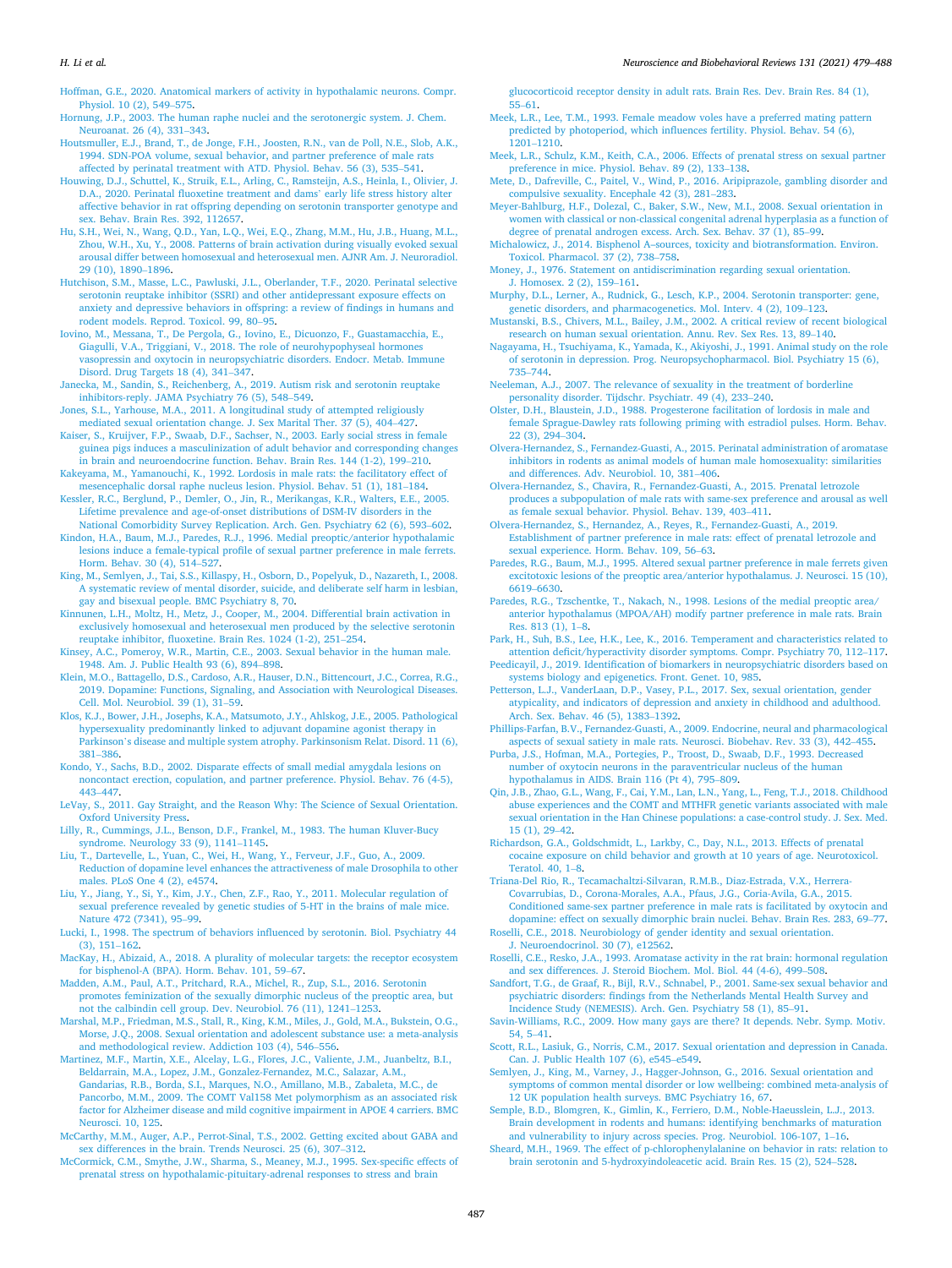Hoffman, G.E., 2020. Anatomical markers of activity in hypothalamic neurons. Compr. Physiol. 10 (2), 549–575.

Hornung, J.P., 2003. The human raphe nuclei and the serotonergic system. J. Chem. Neuroanat. 26 (4), 331–343.

Houtsmuller, E.J., Brand, T., de Jonge, F.H., Joosten, R.N., van de Poll, N.E., Slob, A.K., 1994. SDN-POA volume, sexual behavior, and partner preference of male rats affected by perinatal treatment with ATD. Physiol. Behav. 56 (3), 535–541.

Houwing, D.J., Schuttel, K., Struik, E.L., Arling, C., Ramsteijn, A.S., Heinla, I., Olivier, J. D.A., 2020. Perinatal fluoxetine treatment and dams' early life stress history alter affective behavior in rat offspring depending on serotonin transporter genotype and sex. Behav. Brain Res. 392, 112657.

Hu, S.H., Wei, N., Wang, Q.D., Yan, L.Q., Wei, E.Q., Zhang, M.M., Hu, J.B., Huang, M.L., Zhou, W.H., Xu, Y., 2008. Patterns of brain activation during visually evoked sexual arousal differ between homosexual and heterosexual men. AJNR Am. J. Neuroradiol. 29 (10), 1890–1896.

Hutchison, S.M., Masse, L.C., Pawluski, J.L., Oberlander, T.F., 2020. Perinatal selective serotonin reuptake inhibitor (SSRI) and other antidepressant exposure effects on anxiety and depressive behaviors in offspring: a review of findings in humans and rodent models. Reprod. Toxicol. 99, 80–95.

Iovino, M., Messana, T., De Pergola, G., Iovino, E., Dicuonzo, F., Guastamacchia, E., Giagulli, V.A., Triggiani, V., 2018. The role of neurohypophyseal hormones vasopressin and oxytocin in neuropsychiatric disorders. Endocr. Metab. Immune Disord. Drug Targets 18 (4), 341–347.

Janecka, M., Sandin, S., Reichenberg, A., 2019. Autism risk and serotonin reuptake inhibitors-reply. JAMA Psychiatry 76 (5), 548–549.

Jones, S.L., Yarhouse, M.A., 2011. A longitudinal study of attempted religiously mediated sexual orientation change. J. Sex Marital Ther. 37 (5), 404–427.

Kaiser, S., Kruijver, F.P., Swaab, D.F., Sachser, N., 2003. Early social stress in female guinea pigs induces a masculinization of adult behavior and corresponding changes in brain and neuroendocrine function. Behav. Brain Res. 144 (1-2), 199–210.

Kakeyama, M., Yamanouchi, K., 1992. Lordosis in male rats: the facilitatory effect of mesencephalic dorsal raphe nucleus lesion. Physiol. Behav. 51 (1), 181–184.

Kessler, R.C., Berglund, P., Demler, O., Jin, R., Merikangas, K.R., Walters, E.E., 2005. Lifetime prevalence and age-of-onset distributions of DSM-IV disorders in the National Comorbidity Survey Replication. Arch. Gen. Psychiatry 62 (6), 593–602.

Kindon, H.A., Baum, M.J., Paredes, R.J., 1996. Medial preoptic/anterior hypothalamic lesions induce a female-typical profile of sexual partner preference in male ferrets. Horm. Behav. 30 (4), 514–527.

King, M., Semlyen, J., Tai, S.S., Killaspy, H., Osborn, D., Popelyuk, D., Nazareth, I., 2008. A systematic review of mental disorder, suicide, and deliberate self harm in lesbian, gay and bisexual people. BMC Psychiatry 8, 70.

Kinnunen, L.H., Moltz, H., Metz, J., Cooper, M., 2004. Differential brain activation in exclusively homosexual and heterosexual men produced by the selective serotonin reuptake inhibitor, fluoxetine. Brain Res. 1024 (1-2), 251–254.

Kinsey, A.C., Pomeroy, W.R., Martin, C.E., 2003. Sexual behavior in the human male. 1948. Am. J. Public Health 93 (6), 894–898.

Klein, M.O., Battagello, D.S., Cardoso, A.R., Hauser, D.N., Bittencourt, J.C., Correa, R.G., 2019. Dopamine: Functions, Signaling, and Association with Neurological Diseases. Cell. Mol. Neurobiol. 39 (1), 31–59.

Klos, K.J., Bower, J.H., Josephs, K.A., Matsumoto, J.Y., Ahlskog, J.E., 2005. Pathological hypersexuality predominantly linked to adjuvant dopamine agonist therapy in Parkinson's disease and multiple system atrophy. Parkinsonism Relat. Disord. 11 (6), 381–386.

Kondo, Y., Sachs, B.D., 2002. Disparate effects of small medial amygdala lesions on noncontact erection, copulation, and partner preference. Physiol. Behav. 76 (4-5), 443–447.

LeVay, S., 2011. Gay Straight, and the Reason Why: The Science of Sexual Orientation. Oxford University Press.

Lilly, R., Cummings, J.L., Benson, D.F., Frankel, M., 1983. The human Kluver-Bucy syndrome. Neurology 33 (9), 1141–1145.

Liu, T., Dartevelle, L., Yuan, C., Wei, H., Wang, Y., Ferveur, J.F., Guo, A., 2009. Reduction of dopamine level enhances the attractiveness of male Drosophila to other males. PLoS One 4 (2), e4574.

Liu, Y., Jiang, Y., Si, Y., Kim, J.Y., Chen, Z.F., Rao, Y., 2011. Molecular regulation of sexual preference revealed by genetic studies of 5-HT in the brains of male mice. Nature 472 (7341), 95–99.

Lucki, I., 1998. The spectrum of behaviors influenced by serotonin. Biol. Psychiatry 44 (3), 151–162.

MacKay, H., Abizaid, A., 2018. A plurality of molecular targets: the receptor ecosystem for bisphenol-A (BPA). Horm. Behav. 101, 59–67.

Madden, A.M., Paul, A.T., Pritchard, R.A., Michel, R., Zup, S.L., 2016. Serotonin promotes feminization of the sexually dimorphic nucleus of the preoptic area, but not the calbindin cell group. Dev. Neurobiol. 76 (11), 1241–1253.

Marshal, M.P., Friedman, M.S., Stall, R., King, K.M., Miles, J., Gold, M.A., Bukstein, O.G., Morse, J.Q., 2008. Sexual orientation and adolescent substance use: a meta-analysis and methodological review. Addiction 103 (4), 546–556.

Martinez, M.F., Martin, X.E., Alcelay, L.G., Flores, J.C., Valiente, J.M., Juanbeltz, B.I., Beldarrain, M.A., Lopez, J.M., Gonzalez-Fernandez, M.C., Salazar, A.M., Gandarias, R.B., Borda, S.I., Marques, N.O., Amillano, M.B., Zabaleta, M.C., de Pancorbo, M.M., 2009. The COMT Val158 Met polymorphism as an associated risk factor for Alzheimer disease and mild cognitive impairment in APOE 4 carriers. BMC Neurosci. 10, 125.

McCarthy, M.M., Auger, A.P., Perrot-Sinal, T.S., 2002. Getting excited about GABA and sex differences in the brain. Trends Neurosci. 25 (6), 307–312.

McCormick, C.M., Smythe, J.W., Sharma, S., Meaney, M.J., 1995. Sex-specific effects of prenatal stress on hypothalamic-pituitary-adrenal responses to stress and brain glucocorticoid receptor density in adult rats. Brain Res. Dev. Brain Res. 84 (1), 55–61.

Meek, L.R., Lee, T.M., 1993. Female meadow voles have a preferred mating pattern predicted by photoperiod, which influences fertility. Physiol. Behav. 54 (6), 1201–1210.

Meek, L.R., Schulz, K.M., Keith, C.A., 2006. Effects of prenatal stress on sexual partner preference in mice. Physiol. Behav. 89 (2), 133–138.

Mete, D., Dafreville, C., Paitel, V., Wind, P., 2016. Aripiprazole, gambling disorder and compulsive sexuality. Encephale 42 (3), 281–283.

Meyer-Bahlburg, H.F., Dolezal, C., Baker, S.W., New, M.I., 2008. Sexual orientation in women with classical or non-classical congenital adrenal hyperplasia as a function of degree of prenatal androgen excess. Arch. Sex. Behav. 37 (1), 85–99.

Michalowicz, J., 2014. Bisphenol A–sources, toxicity and biotransformation. Environ. Toxicol. Pharmacol. 37 (2), 738–758.

Money, J., 1976. Statement on antidiscrimination regarding sexual orientation. J. Homosex. 2 (2), 159–161.

Murphy, D.L., Lerner, A., Rudnick, G., Lesch, K.P., 2004. Serotonin transporter: gene, genetic disorders, and pharmacogenetics. Mol. Interv. 4 (2), 109–123.

Mustanski, B.S., Chivers, M.L., Bailey, J.M., 2002. A critical review of recent biological research on human sexual orientation. Annu. Rev. Sex Res. 13, 89–140.

Nagayama, H., Tsuchiyama, K., Yamada, K., Akiyoshi, J., 1991. Animal study on the role of serotonin in depression. Prog. Neuropsychopharmacol. Biol. Psychiatry 15 (6), 735–744.

Neeleman, A.J., 2007. The relevance of sexuality in the treatment of borderline personality disorder. Tijdschr. Psychiatr. 49 (4), 233–240.

Olster, D.H., Blaustein, J.D., 1988. Progesterone facilitation of lordosis in male and female Sprague-Dawley rats following priming with estradiol pulses. Horm. Behav. 22 (3), 294–304.

Olvera-Hernandez, S., Fernandez-Guasti, A., 2015. Perinatal administration of aromatase inhibitors in rodents as animal models of human male homosexuality: similarities and differences. Adv. Neurobiol. 10, 381–406.

Olvera-Hernandez, S., Chavira, R., Fernandez-Guasti, A., 2015. Prenatal letrozole produces a subpopulation of male rats with same-sex preference and arousal as well as female sexual behavior. Physiol. Behav. 139, 403–411.

Olvera-Hernandez, S., Hernandez, A., Reyes, R., Fernandez-Guasti, A., 2019. Establishment of partner preference in male rats: effect of prenatal letrozole and sexual experience. Horm. Behav. 109, 56–63.

Paredes, R.G., Baum, M.J., 1995. Altered sexual partner preference in male ferrets given excitotoxic lesions of the preoptic area/anterior hypothalamus. J. Neurosci. 15 (10), 6619–6630.

Paredes, R.G., Tzschentke, T., Nakach, N., 1998. Lesions of the medial preoptic area/anterior hypothalamus (MPOA/AH) modify partner preference in male rats. Brain Res. 813 (1), 1–8.

Park, H., Suh, B.S., Lee, H.K., Lee, K., 2016. Temperament and characteristics related to attention deficit/hyperactivity disorder symptoms. Compr. Psychiatry 70, 112–117.

Peedicayil, J., 2019. Identification of biomarkers in neuropsychiatric disorders based on systems biology and epigenetics. Front. Genet. 10, 985.

Petterson, L.J., VanderLaan, D.P., Vasey, P.L., 2017. Sex, sexual orientation, gender atypicality, and indicators of depression and anxiety in childhood and adulthood. Arch. Sex. Behav. 46 (5), 1383–1392.

Phillips-Farfan, B.V., Fernandez-Guasti, A., 2009. Endocrine, neural and pharmacological aspects of sexual satiety in male rats. Neurosci. Biobehav. Rev. 33 (3), 442–455.

Purba, J.S., Hofman, M.A., Portegies, P., Troost, D., Swaab, D.F., 1993. Decreased number of oxytocin neurons in the paraventricular nucleus of the human hypothalamus in AIDS. Brain 116 (Pt 4), 795–809.

Qin, J.B., Zhao, G.L., Wang, F., Cai, Y.M., Lan, L.N., Yang, L., Feng, T.J., 2018. Childhood abuse experiences and the COMT and MTHFR genetic variants associated with male sexual orientation in the Han Chinese populations: a case-control study. J. Sex. Med. 15 (1), 29–42.

Richardson, G.A., Goldschmidt, L., Larkby, C., Day, N.L., 2013. Effects of prenatal cocaine exposure on child behavior and growth at 10 years of age. Neurotoxicol. Teratol. 40, 1–8.

Triana-Del Rio, R., Tecamachaltzi-Silvaran, R.M.B., Diaz-Estrada, V.X., Herrera-Covarrubias, D., Corona-Morales, A.A., Pfaus, J.G., Coria-Avila, G.A., 2015. Conditioned same-sex partner preference in male rats is facilitated by oxytocin and dopamine: effect on sexually dimorphic brain nuclei. Behav. Brain Res. 283, 69–77.

Roselli, C.E., 2018. Neurobiology of gender identity and sexual orientation. J. Neuroendocrinol. 30 (7), e12562.

Roselli, C.E., Resko, J.A., 1993. Aromatase activity in the rat brain: hormonal regulation and sex differences. J. Steroid Biochem. Mol. Biol. 44 (4-6), 499–508.

Sandfort, T.G., de Graaf, R., Bijl, R.V., Schnabel, P., 2001. Same-sex sexual behavior and psychiatric disorders: findings from the Netherlands Mental Health Survey and Incidence Study (NEMESIS). Arch. Gen. Psychiatry 58 (1), 85–91.

Savin-Williams, R.C., 2009. How many gays are there? It depends. Nebr. Symp. Motiv. 54, 5–41.

Scott, R.L., Lasiuk, G., Norris, C.M., 2017. Sexual orientation and depression in Canada. Can. J. Public Health 107 (6), e545–e549.

Semlyen, J., King, M., Varney, J., Hagger-Johnson, G., 2016. Sexual orientation and symptoms of common mental disorder or low wellbeing: combined meta-analysis of 12 UK population health surveys. BMC Psychiatry 16, 67.

Semple, B.D., Blomgren, K., Gimlin, K., Ferriero, D.M., Noble-Haeusslein, L.J., 2013. Brain development in rodents and humans: identifying benchmarks of maturation and vulnerability to injury across species. Prog. Neurobiol. 106-107, 1–16.

Sheard, M.H., 1969. The effect of p-chlorophenylalanine on behavior in rats: relation to brain serotonin and 5-hydroxyindoleacetic acid. Brain Res. 15 (2), 524–528.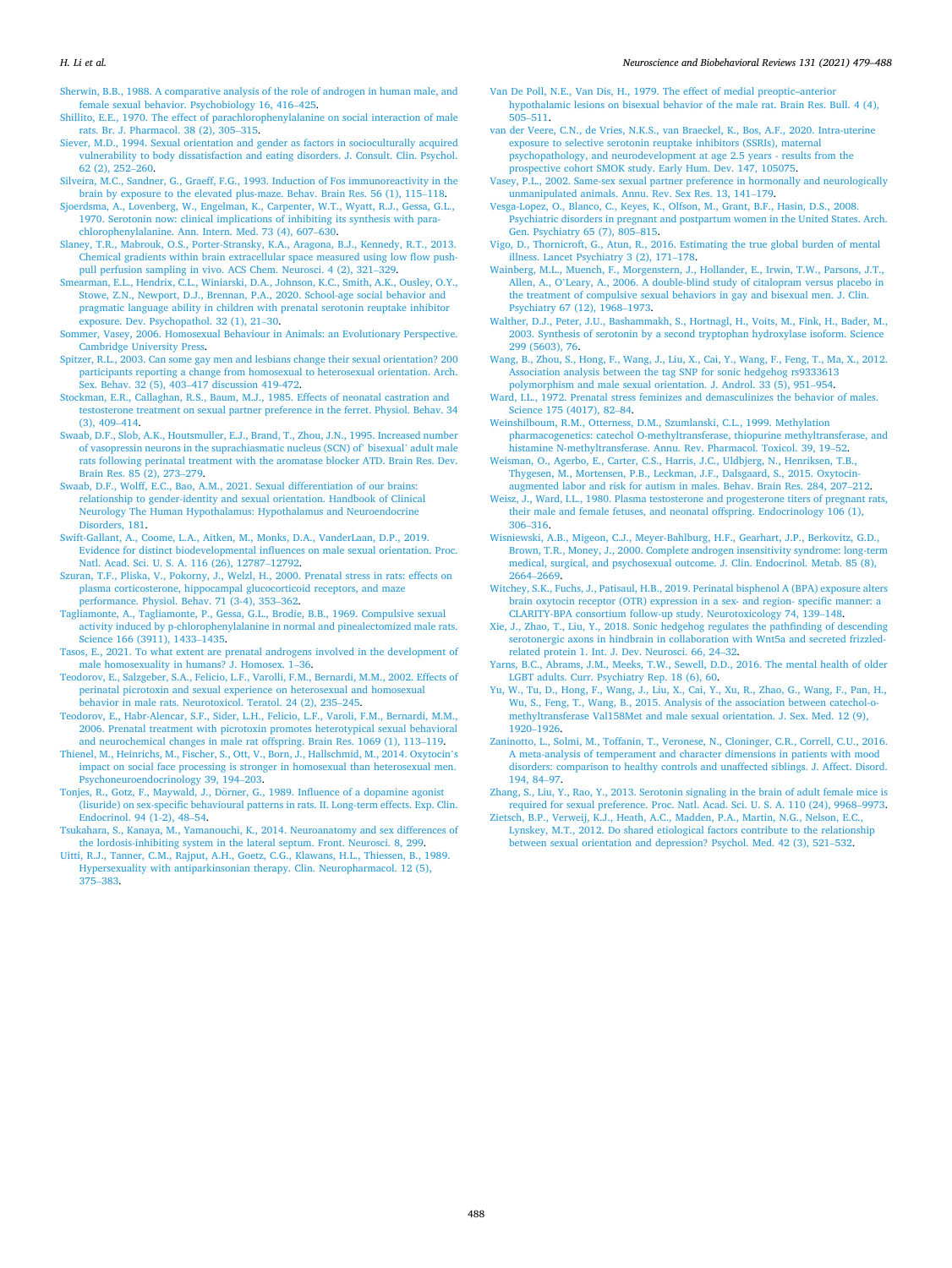Sherwin, B.B., 1988. A comparative analysis of the role of androgen in human male, and female sexual behavior. Psychobiology 16, 416–425.

Shillito, E.E., 1970. The effect of parachlorophenylalanine on social interaction of male rats. Br. J. Pharmacol. 38 (2), 305–315.

Siever, M.D., 1994. Sexual orientation and gender as factors in socioculturally acquired vulnerability to body dissatisfaction and eating disorders. J. Consult. Clin. Psychol. 62 (2), 252–260.

Silveira, M.C., Sandner, G., Graeff, F.G., 1993. Induction of Fos immunoreactivity in the brain by exposure to the elevated plus-maze. Behav. Brain Res. 56 (1), 115–118.

Sjoerdsma, A., Lovenberg, W., Engelman, K., Carpenter, W.T., Wyatt, R.J., Gessa, G.L., 1970. Serotonin now: clinical implications of inhibiting its synthesis with para-chlorophenylalanine. Ann. Intern. Med. 73 (4), 607–630.

Slaney, T.R., Mabrouk, O.S., Porter-Stransky, K.A., Aragona, B.J., Kennedy, R.T., 2013. Chemical gradients within brain extracellular space measured using low flow push-pull perfusion sampling in vivo. ACS Chem. Neurosci. 4 (2), 321–329.

Smearman, E.L., Hendrix, C.L., Winiarski, D.A., Johnson, K.C., Smith, A.K., Ousley, O.Y., Stowe, Z.N., Newport, D.J., Brennan, P.A., 2020. School-age social behavior and pragmatic language ability in children with prenatal serotonin reuptake inhibitor exposure. Dev. Psychopathol. 32 (1), 21–30.

Sommer, Vasey, 2006. Homosexual Behaviour in Animals: an Evolutionary Perspective. Cambridge University Press.

Spitzer, R.L., 2003. Can some gay men and lesbians change their sexual orientation? 200 participants reporting a change from homosexual to heterosexual orientation. Arch. Sex. Behav. 32 (5), 403–417 discussion 419-472.

Stockman, E.R., Callaghan, R.S., Baum, M.J., 1985. Effects of neonatal castration and testosterone treatment on sexual partner preference in the ferret. Physiol. Behav. 34 (3), 409–414.

Swaab, D.F., Slob, A.K., Houtsmuller, E.J., Brand, T., Zhou, J.N., 1995. Increased number of vasopressin neurons in the suprachiasmatic nucleus (SCN) of' bisexual' adult male rats following perinatal treatment with the aromatase blocker ATD. Brain Res. Dev. Brain Res. 85 (2), 273–279.

Swaab, D.F., Wolff, E.C., Bao, A.M., 2021. Sexual differentiation of our brains: relationship to gender-identity and sexual orientation. Handbook of Clinical Neurology The Human Hypothalamus: Hypothalamus and Neuroendocrine Disorders, 181.

Swift-Gallant, A., Coome, L.A., Aitken, M., Monks, D.A., VanderLaan, D.P., 2019. Evidence for distinct biodevelopmental influences on male sexual orientation. Proc. Natl. Acad. Sci. U. S. A. 116 (26), 12787–12792.

Szuran, T.F., Pliska, V., Pokorny, J., Welzl, H., 2000. Prenatal stress in rats: effects on plasma corticosterone, hippocampal glucocorticoid receptors, and maze performance. Physiol. Behav. 71 (3-4), 353–362.

Tagliamonte, A., Tagliamonte, P., Gessa, G.L., Brodie, B.B., 1969. Compulsive sexual activity induced by p-chlorophenylalanine in normal and pinealectomized male rats. Science 166 (3911), 1433–1435.

Tasos, E., 2021. To what extent are prenatal androgens involved in the development of male homosexuality in humans? J. Homosex. 1–36.

Teodorov, E., Salzgeber, S.A., Felicio, L.F., Varolli, F.M., Bernardi, M.M., 2002. Effects of perinatal picrotoxin and sexual experience on heterosexual and homosexual behavior in male rats. Neurotoxicol. Teratol. 24 (2), 235–245.

Teodorov, E., Habr-Alencar, S.F., Sider, L.H., Felicio, L.F., Varoli, F.M., Bernardi, M.M., 2006. Prenatal treatment with picrotoxin promotes heterotypical sexual behavioral and neurochemical changes in male rat offspring. Brain Res. 1069 (1), 113–119.

Thienel, M., Heinrichs, M., Fischer, S., Ott, V., Born, J., Hallschmid, M., 2014. Oxytocin's impact on social face processing is stronger in homosexual than heterosexual men. Psychoneuroendocrinology 39, 194–203.

Tonjes, R., Gotz, F., Maywald, J., Dörner, G., 1989. Influence of a dopamine agonist (lisuride) on sex-specific behavioural patterns in rats. II. Long-term effects. Exp. Clin. Endocrinol. 94 (1-2), 48–54.

Tsukahara, S., Kanaya, M., Yamanouchi, K., 2014. Neuroanatomy and sex differences of the lordosis-inhibiting system in the lateral septum. Front. Neurosci. 8, 299.

Uitti, R.J., Tanner, C.M., Rajput, A.H., Goetz, C.G., Klawans, H.L., Thiessen, B., 1989. Hypersexuality with antiparkinsonian therapy. Clin. Neuropharmacol. 12 (5), 375–383.

Van De Poll, N.E., Van Dis, H., 1979. The effect of medial preoptic–anterior hypothalamic lesions on bisexual behavior of the male rat. Brain Res. Bull. 4 (4), 505–511.

van der Veere, C.N., de Vries, N.K.S., van Braeckel, K., Bos, A.F., 2020. Intra-uterine exposure to selective serotonin reuptake inhibitors (SSRIs), maternal psychopathology, and neurodevelopment at age 2.5 years - results from the prospective cohort SMOK study. Early Hum. Dev. 147, 105075.

Vasey, P.L., 2002. Same-sex sexual partner preference in hormonally and neurologically unmanipulated animals. Annu. Rev. Sex Res. 13, 141–179.

Vesga-Lopez, O., Blanco, C., Keyes, K., Olfson, M., Grant, B.F., Hasin, D.S., 2008. Psychiatric disorders in pregnant and postpartum women in the United States. Arch. Gen. Psychiatry 65 (7), 805–815.

Vigo, D., Thornicroft, G., Atun, R., 2016. Estimating the true global burden of mental illness. Lancet Psychiatry 3 (2), 171–178.

Wainberg, M.L., Muench, F., Morgenstern, J., Hollander, E., Irwin, T.W., Parsons, J.T., Allen, A., O'Leary, A., 2006. A double-blind study of citalopram versus placebo in the treatment of compulsive sexual behaviors in gay and bisexual men. J. Clin. Psychiatry 67 (12), 1968–1973.

Walther, D.J., Peter, J.U., Bashammakh, S., Hortnagl, H., Voits, M., Fink, H., Bader, M., 2003. Synthesis of serotonin by a second tryptophan hydroxylase isoform. Science 299 (5603), 76.

Wang, B., Zhou, S., Hong, F., Wang, J., Liu, X., Cai, Y., Wang, F., Feng, T., Ma, X., 2012. Association analysis between the tag SNP for sonic hedgehog rs9333613 polymorphism and male sexual orientation. J. Androl. 33 (5), 951–954.

Ward, I.L., 1972. Prenatal stress feminizes and demasculinizes the behavior of males. Science 175 (4017), 82–84.

Weinshilboum, R.M., Otterness, D.M., Szumlanski, C.L., 1999. Methylation pharmacogenetics: catechol O-methyltransferase, thiopurine methyltransferase, and histamine N-methyltransferase. Annu. Rev. Pharmacol. Toxicol. 39, 19–52.

Weisman, O., Agerbo, E., Carter, C.S., Harris, J.C., Uldbjerg, N., Henriksen, T.B., Thygesen, M., Mortensen, P.B., Leckman, J.F., Dalsgaard, S., 2015. Oxytocin-augmented labor and risk for autism in males. Behav. Brain Res. 284, 207–212.

Weisz, J., Ward, I.L., 1980. Plasma testosterone and progesterone titers of pregnant rats, their male and female fetuses, and neonatal offspring. Endocrinology 106 (1), 306–316.

Wisniewski, A.B., Migeon, C.J., Meyer-Bahlburg, H.F., Gearhart, J.P., Berkovitz, G.D., Brown, T.R., Money, J., 2000. Complete androgen insensitivity syndrome: long-term medical, surgical, and psychosexual outcome. J. Clin. Endocrinol. Metab. 85 (8), 2664–2669.

Witchey, S.K., Fuchs, J., Patisaul, H.B., 2019. Perinatal bisphenol A (BPA) exposure alters brain oxytocin receptor (OTR) expression in a sex- and region- specific manner: a CLARITY-BPA consortium follow-up study. Neurotoxicology 74, 139–148.

Xie, J., Zhao, T., Liu, Y., 2018. Sonic hedgehog regulates the pathfinding of descending serotonergic axons in hindbrain in collaboration with Wnt5a and secreted frizzled-related protein 1. Int. J. Dev. Neurosci. 66, 24–32.

Yarns, B.C., Abrams, J.M., Meeks, T.W., Sewell, D.D., 2016. The mental health of older LGBT adults. Curr. Psychiatry Rep. 18 (6), 60.

Yu, W., Tu, D., Hong, F., Wang, J., Liu, X., Cai, Y., Xu, R., Zhao, G., Wang, F., Pan, H., Wu, S., Feng, T., Wang, B., 2015. Analysis of the association between catechol-o-methyltransferase Val158Met and male sexual orientation. J. Sex. Med. 12 (9), 1920–1926.

Zaninotto, L., Solmi, M., Toffanin, T., Veronese, N., Cloninger, C.R., Correll, C.U., 2016. A meta-analysis of temperament and character dimensions in patients with mood disorders: comparison to healthy controls and unaffected siblings. J. Affect. Disord. 194, 84–97.

Zhang, S., Liu, Y., Rao, Y., 2013. Serotonin signaling in the brain of adult female mice is required for sexual preference. Proc. Natl. Acad. Sci. U. S. A. 110 (24), 9968–9973.

Zietsch, B.P., Verweij, K.J., Heath, A.C., Madden, P.A., Martin, N.G., Nelson, E.C., Lynskey, M.T., 2012. Do shared etiological factors contribute to the relationship between sexual orientation and depression? Psychol. Med. 42 (3), 521–532.